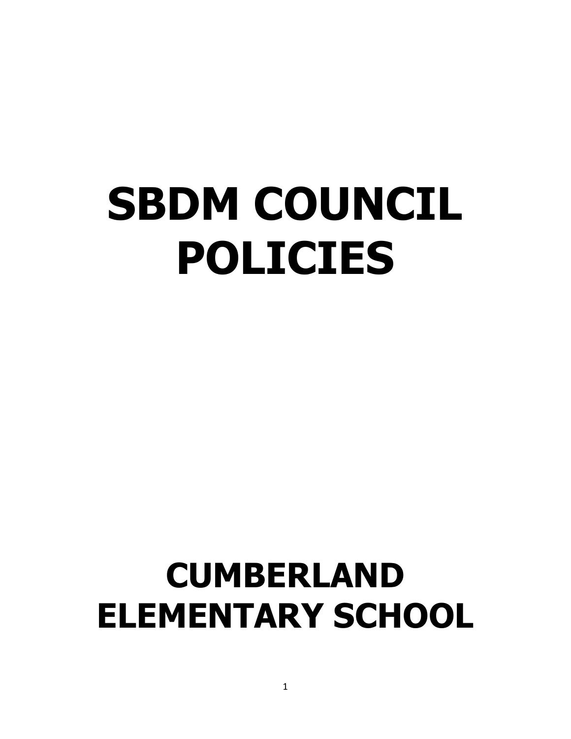# SBDM COUNCIL POLICIES

# CUMBERLAND ELEMENTARY SCHOOL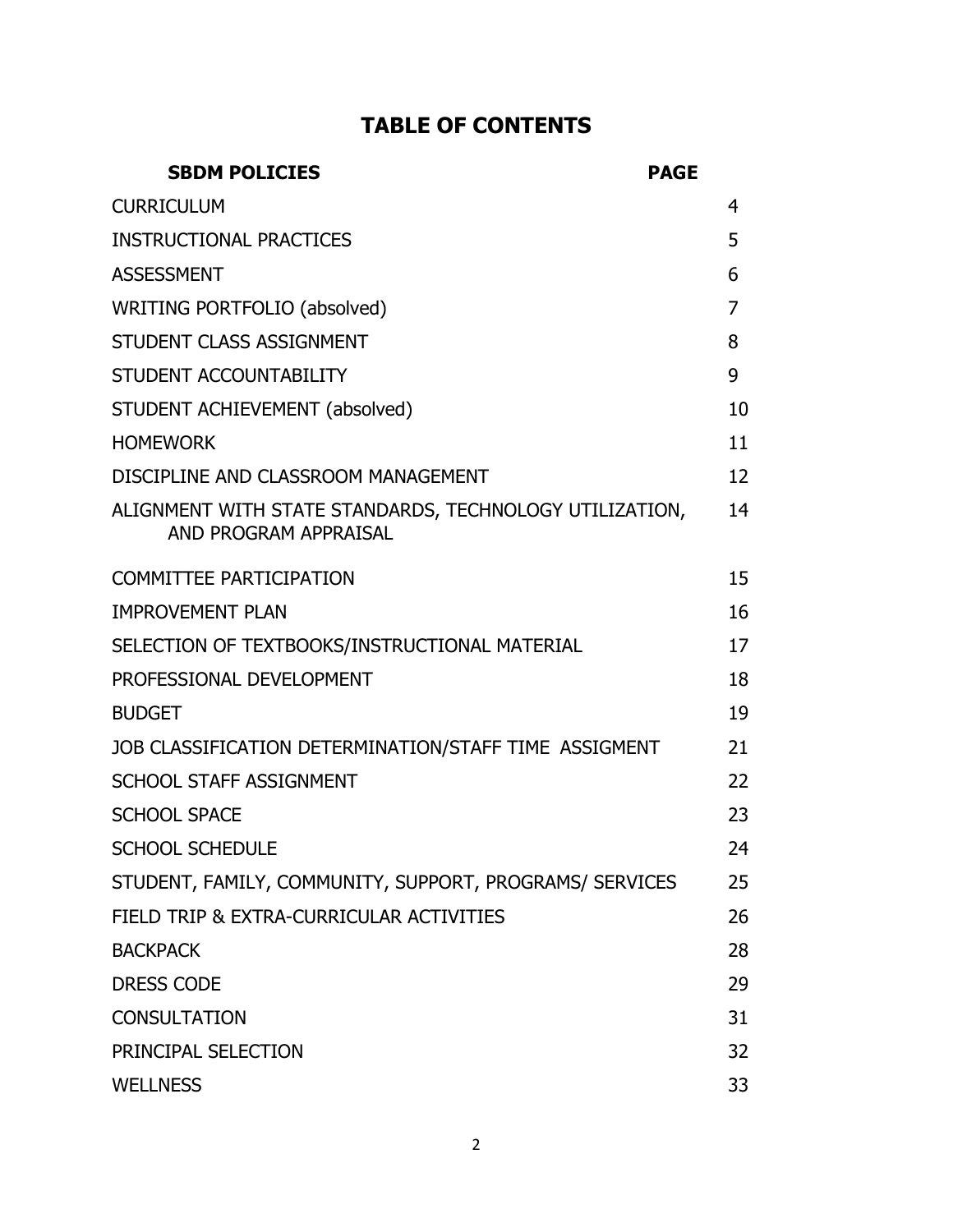# TABLE OF CONTENTS

| SBDM POLICIES | PAGE |
|---|---|
| CURRICULUM | 4 |
| INSTRUCTIONAL PRACTICES | 5 |
| ASSESSMENT | 6 |
| WRITING PORTFOLIO (absolved) | 7 |
| STUDENT CLASS ASSIGNMENT | 8 |
| STUDENT ACCOUNTABILITY | 9 |
| STUDENT ACHIEVEMENT (absolved) | 10 |
| HOMEWORK | 11 |
| DISCIPLINE AND CLASSROOM MANAGEMENT | 12 |
| ALIGNMENT WITH STATE STANDARDS, TECHNOLOGY UTILIZATION, AND PROGRAM APPRAISAL | 14 |
| COMMITTEE PARTICIPATION | 15 |
| IMPROVEMENT PLAN | 16 |
| SELECTION OF TEXTBOOKS/INSTRUCTIONAL MATERIAL | 17 |
| PROFESSIONAL DEVELOPMENT | 18 |
| BUDGET | 19 |
| JOB CLASSIFICATION DETERMINATION/STAFF TIME ASSIGMENT | 21 |
| SCHOOL STAFF ASSIGNMENT | 22 |
| SCHOOL SPACE | 23 |
| SCHOOL SCHEDULE | 24 |
| STUDENT, FAMILY, COMMUNITY, SUPPORT, PROGRAMS/ SERVICES | 25 |
| FIELD TRIP & EXTRA-CURRICULAR ACTIVITIES | 26 |
| BACKPACK | 28 |
| DRESS CODE | 29 |
| CONSULTATION | 31 |
| PRINCIPAL SELECTION | 32 |
| WELLNESS | 33 |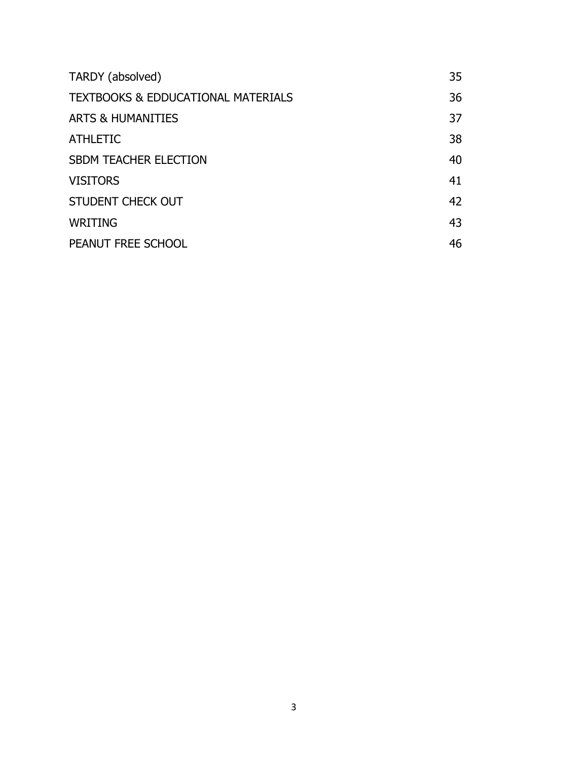| | |
|---|---|
| TARDY (absolved) | 35 |
| TEXTBOOKS & EDDUCATIONAL MATERIALS | 36 |
| ARTS & HUMANITIES | 37 |
| ATHLETIC | 38 |
| SBDM TEACHER ELECTION | 40 |
| VISITORS | 41 |
| STUDENT CHECK OUT | 42 |
| WRITING | 43 |
| PEANUT FREE SCHOOL | 46 |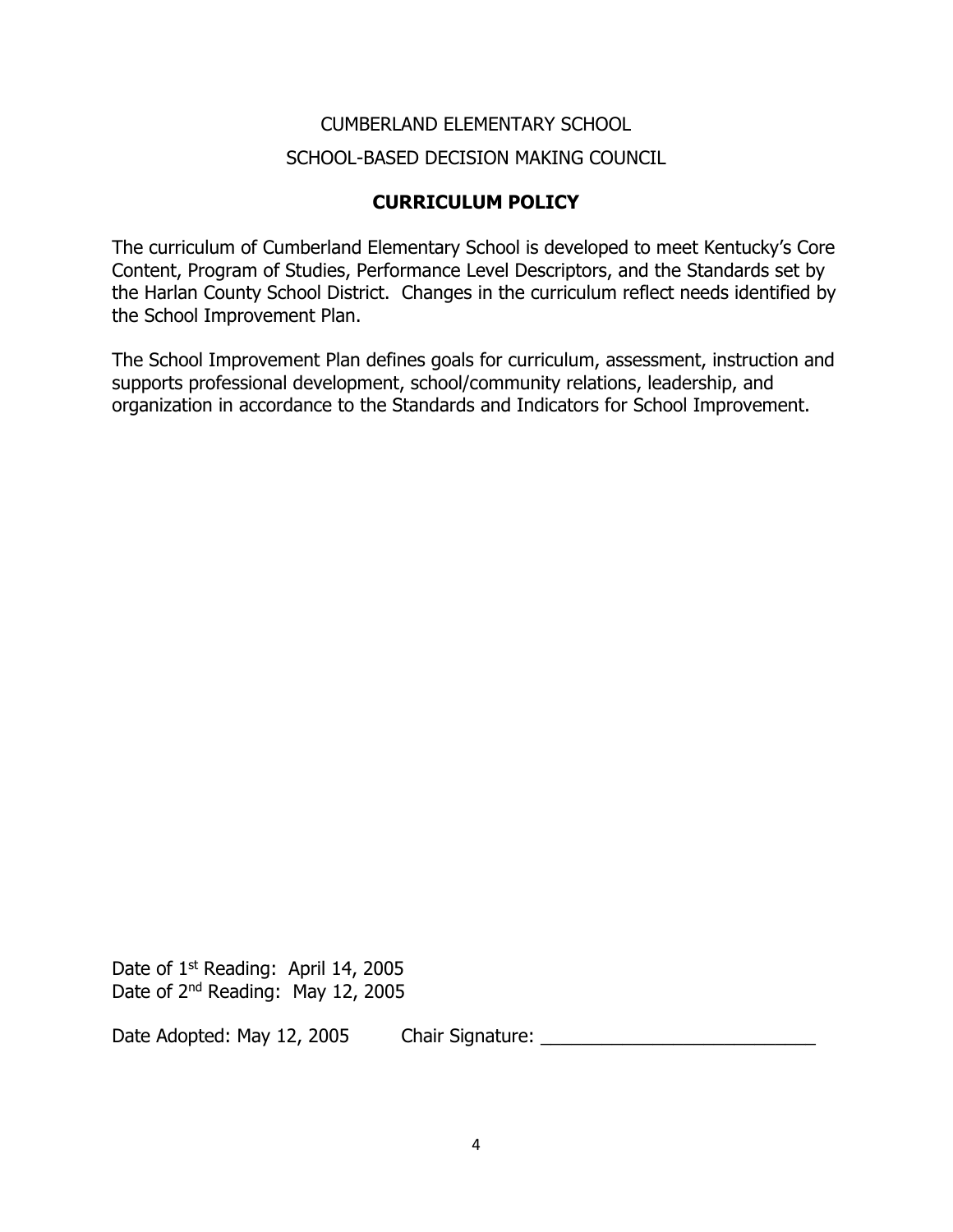CUMBERLAND ELEMENTARY SCHOOL

SCHOOL-BASED DECISION MAKING COUNCIL

## CURRICULUM POLICY

The curriculum of Cumberland Elementary School is developed to meet Kentucky's Core Content, Program of Studies, Performance Level Descriptors, and the Standards set by the Harlan County School District. Changes in the curriculum reflect needs identified by the School Improvement Plan.

The School Improvement Plan defines goals for curriculum, assessment, instruction and supports professional development, school/community relations, leadership, and organization in accordance to the Standards and Indicators for School Improvement.

Date of 1st Reading: April 14, 2005
Date of 2nd Reading: May 12, 2005

Date Adopted: May 12, 2005 Chair Signature: ___________________________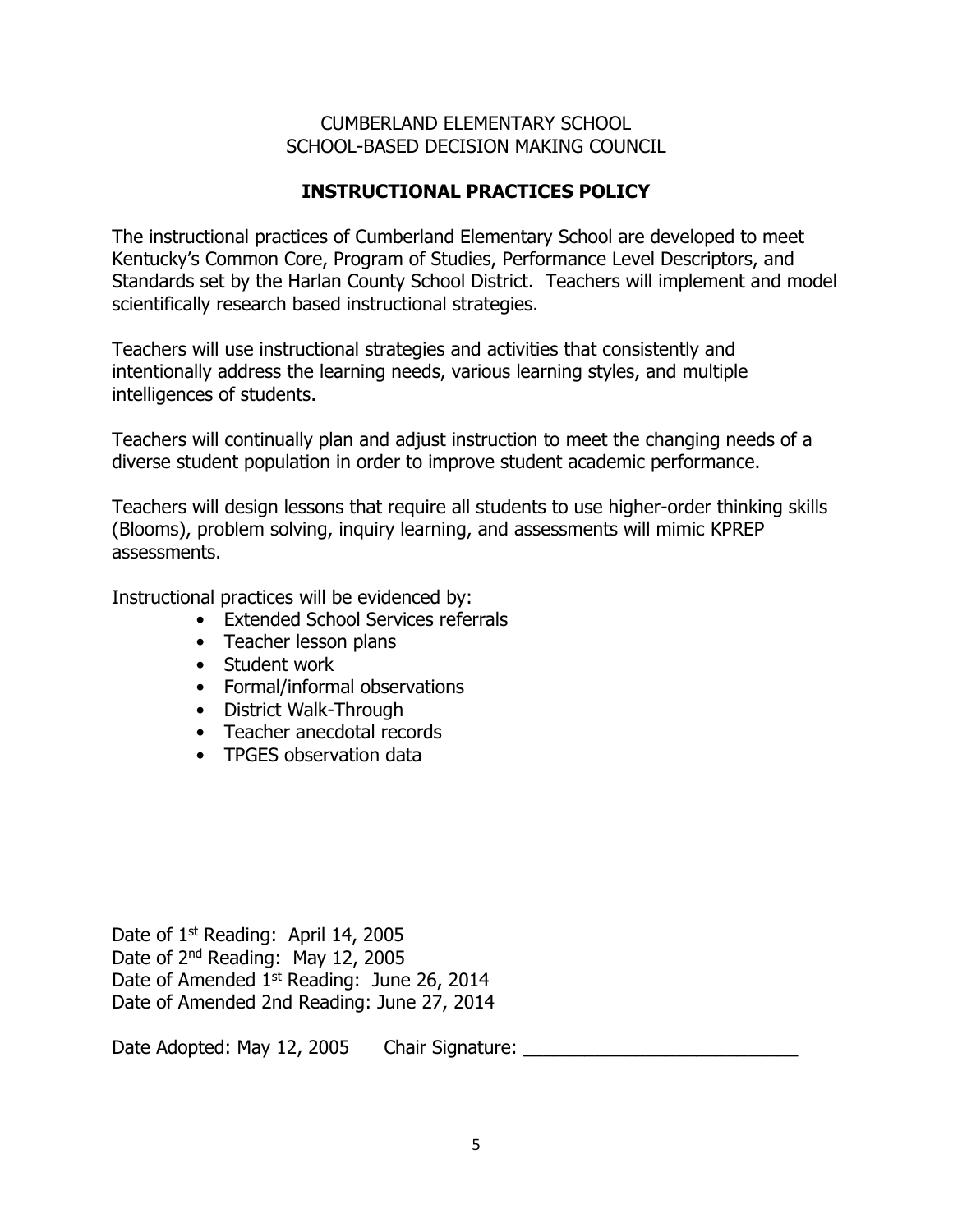CUMBERLAND ELEMENTARY SCHOOL
SCHOOL-BASED DECISION MAKING COUNCIL

## INSTRUCTIONAL PRACTICES POLICY

The instructional practices of Cumberland Elementary School are developed to meet Kentucky's Common Core, Program of Studies, Performance Level Descriptors, and Standards set by the Harlan County School District. Teachers will implement and model scientifically research based instructional strategies.

Teachers will use instructional strategies and activities that consistently and intentionally address the learning needs, various learning styles, and multiple intelligences of students.

Teachers will continually plan and adjust instruction to meet the changing needs of a diverse student population in order to improve student academic performance.

Teachers will design lessons that require all students to use higher-order thinking skills (Blooms), problem solving, inquiry learning, and assessments will mimic KPREP assessments.

Instructional practices will be evidenced by:

- Extended School Services referrals
- Teacher lesson plans
- Student work
- Formal/informal observations
- District Walk-Through
- Teacher anecdotal records
- TPGES observation data

Date of 1st Reading: April 14, 2005
Date of 2nd Reading: May 12, 2005
Date of Amended 1st Reading: June 26, 2014
Date of Amended 2nd Reading: June 27, 2014

Date Adopted: May 12, 2005 Chair Signature: ___________________________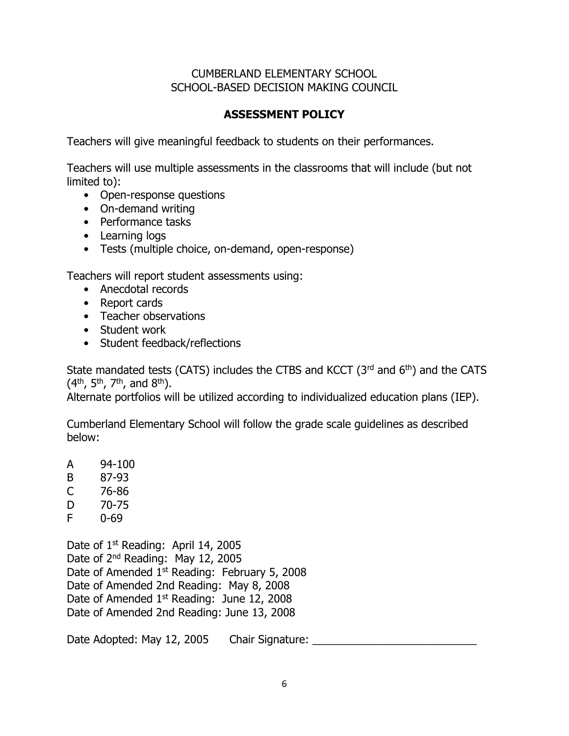CUMBERLAND ELEMENTARY SCHOOL
SCHOOL-BASED DECISION MAKING COUNCIL

## ASSESSMENT POLICY

Teachers will give meaningful feedback to students on their performances.

Teachers will use multiple assessments in the classrooms that will include (but not limited to):

- Open-response questions
- On-demand writing
- Performance tasks
- Learning logs
- Tests (multiple choice, on-demand, open-response)

Teachers will report student assessments using:

- Anecdotal records
- Report cards
- Teacher observations
- Student work
- Student feedback/reflections

State mandated tests (CATS) includes the CTBS and KCCT (3rd and 6th) and the CATS (4th, 5th, 7th, and 8th).
Alternate portfolios will be utilized according to individualized education plans (IEP).

Cumberland Elementary School will follow the grade scale guidelines as described below:

A 94-100
B 87-93
C 76-86
D 70-75
F 0-69

Date of 1st Reading: April 14, 2005
Date of 2nd Reading: May 12, 2005
Date of Amended 1st Reading: February 5, 2008
Date of Amended 2nd Reading: May 8, 2008
Date of Amended 1st Reading: June 12, 2008
Date of Amended 2nd Reading: June 13, 2008

Date Adopted: May 12, 2005 Chair Signature: ___________________________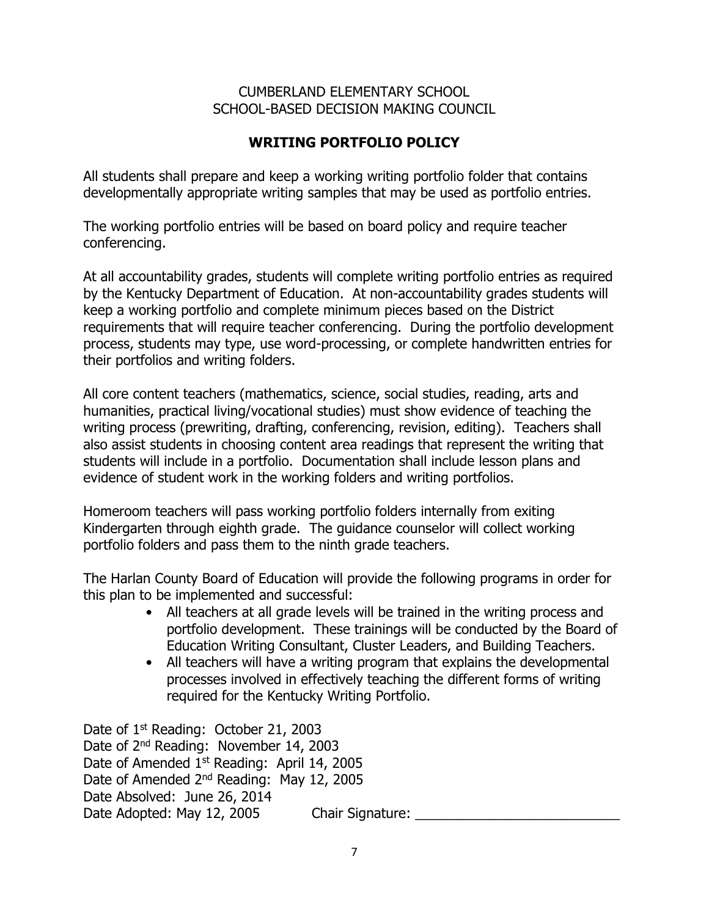CUMBERLAND ELEMENTARY SCHOOL
SCHOOL-BASED DECISION MAKING COUNCIL

## WRITING PORTFOLIO POLICY

All students shall prepare and keep a working writing portfolio folder that contains developmentally appropriate writing samples that may be used as portfolio entries.

The working portfolio entries will be based on board policy and require teacher conferencing.

At all accountability grades, students will complete writing portfolio entries as required by the Kentucky Department of Education. At non-accountability grades students will keep a working portfolio and complete minimum pieces based on the District requirements that will require teacher conferencing. During the portfolio development process, students may type, use word-processing, or complete handwritten entries for their portfolios and writing folders.

All core content teachers (mathematics, science, social studies, reading, arts and humanities, practical living/vocational studies) must show evidence of teaching the writing process (prewriting, drafting, conferencing, revision, editing). Teachers shall also assist students in choosing content area readings that represent the writing that students will include in a portfolio. Documentation shall include lesson plans and evidence of student work in the working folders and writing portfolios.

Homeroom teachers will pass working portfolio folders internally from exiting Kindergarten through eighth grade. The guidance counselor will collect working portfolio folders and pass them to the ninth grade teachers.

The Harlan County Board of Education will provide the following programs in order for this plan to be implemented and successful:

- All teachers at all grade levels will be trained in the writing process and portfolio development. These trainings will be conducted by the Board of Education Writing Consultant, Cluster Leaders, and Building Teachers.
- All teachers will have a writing program that explains the developmental processes involved in effectively teaching the different forms of writing required for the Kentucky Writing Portfolio.

Date of 1st Reading: October 21, 2003
Date of 2nd Reading: November 14, 2003
Date of Amended 1st Reading: April 14, 2005
Date of Amended 2nd Reading: May 12, 2005
Date Absolved: June 26, 2014
Date Adopted: May 12, 2005 Chair Signature: ___________________________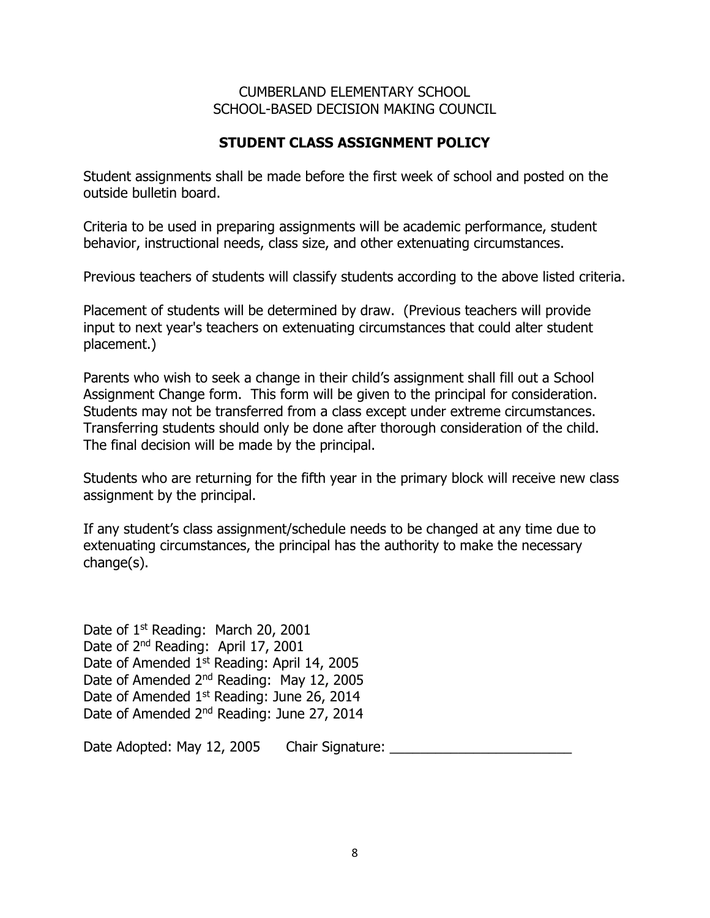CUMBERLAND ELEMENTARY SCHOOL
SCHOOL-BASED DECISION MAKING COUNCIL

## STUDENT CLASS ASSIGNMENT POLICY

Student assignments shall be made before the first week of school and posted on the outside bulletin board.

Criteria to be used in preparing assignments will be academic performance, student behavior, instructional needs, class size, and other extenuating circumstances.

Previous teachers of students will classify students according to the above listed criteria.

Placement of students will be determined by draw. (Previous teachers will provide input to next year's teachers on extenuating circumstances that could alter student placement.)

Parents who wish to seek a change in their child's assignment shall fill out a School Assignment Change form. This form will be given to the principal for consideration. Students may not be transferred from a class except under extreme circumstances. Transferring students should only be done after thorough consideration of the child. The final decision will be made by the principal.

Students who are returning for the fifth year in the primary block will receive new class assignment by the principal.

If any student's class assignment/schedule needs to be changed at any time due to extenuating circumstances, the principal has the authority to make the necessary change(s).

Date of 1st Reading: March 20, 2001
Date of 2nd Reading: April 17, 2001
Date of Amended 1st Reading: April 14, 2005
Date of Amended 2nd Reading: May 12, 2005
Date of Amended 1st Reading: June 26, 2014
Date of Amended 2nd Reading: June 27, 2014

Date Adopted: May 12, 2005 Chair Signature: ________________________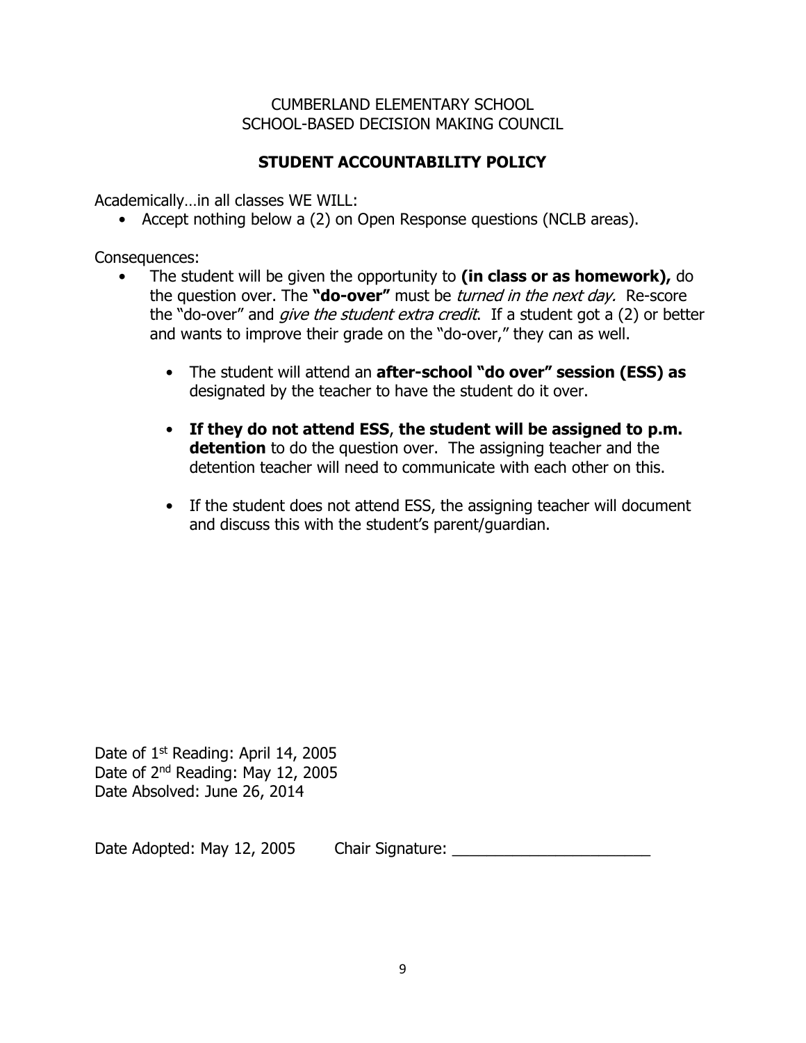CUMBERLAND ELEMENTARY SCHOOL
SCHOOL-BASED DECISION MAKING COUNCIL

## STUDENT ACCOUNTABILITY POLICY

Academically…in all classes WE WILL:

- Accept nothing below a (2) on Open Response questions (NCLB areas).

Consequences:

- The student will be given the opportunity to **(in class or as homework),** do the question over. The **"do-over"** must be *turned in the next day.* Re-score the "do-over" and *give the student extra credit*. If a student got a (2) or better and wants to improve their grade on the "do-over," they can as well.

    - The student will attend an **after-school "do over" session (ESS) as** designated by the teacher to have the student do it over.

    - **If they do not attend ESS**, **the student will be assigned to p.m. detention** to do the question over. The assigning teacher and the detention teacher will need to communicate with each other on this.

    - If the student does not attend ESS, the assigning teacher will document and discuss this with the student's parent/guardian.

Date of 1st Reading: April 14, 2005
Date of 2nd Reading: May 12, 2005
Date Absolved: June 26, 2014

Date Adopted: May 12, 2005 Chair Signature: _______________________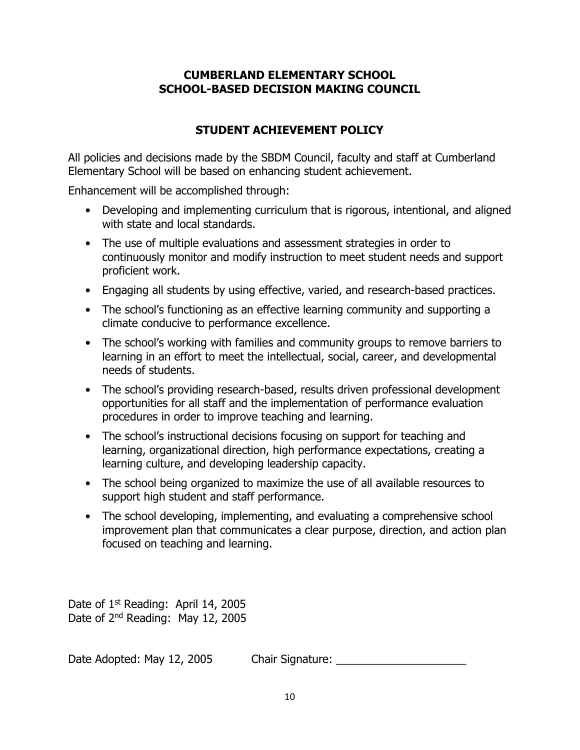**CUMBERLAND ELEMENTARY SCHOOL**
**SCHOOL-BASED DECISION MAKING COUNCIL**

## STUDENT ACHIEVEMENT POLICY

All policies and decisions made by the SBDM Council, faculty and staff at Cumberland Elementary School will be based on enhancing student achievement.

Enhancement will be accomplished through:

- Developing and implementing curriculum that is rigorous, intentional, and aligned with state and local standards.
- The use of multiple evaluations and assessment strategies in order to continuously monitor and modify instruction to meet student needs and support proficient work.
- Engaging all students by using effective, varied, and research-based practices.
- The school's functioning as an effective learning community and supporting a climate conducive to performance excellence.
- The school's working with families and community groups to remove barriers to learning in an effort to meet the intellectual, social, career, and developmental needs of students.
- The school's providing research-based, results driven professional development opportunities for all staff and the implementation of performance evaluation procedures in order to improve teaching and learning.
- The school's instructional decisions focusing on support for teaching and learning, organizational direction, high performance expectations, creating a learning culture, and developing leadership capacity.
- The school being organized to maximize the use of all available resources to support high student and staff performance.
- The school developing, implementing, and evaluating a comprehensive school improvement plan that communicates a clear purpose, direction, and action plan focused on teaching and learning.

Date of 1st Reading: April 14, 2005
Date of 2nd Reading: May 12, 2005

Date Adopted: May 12, 2005 Chair Signature: ____________________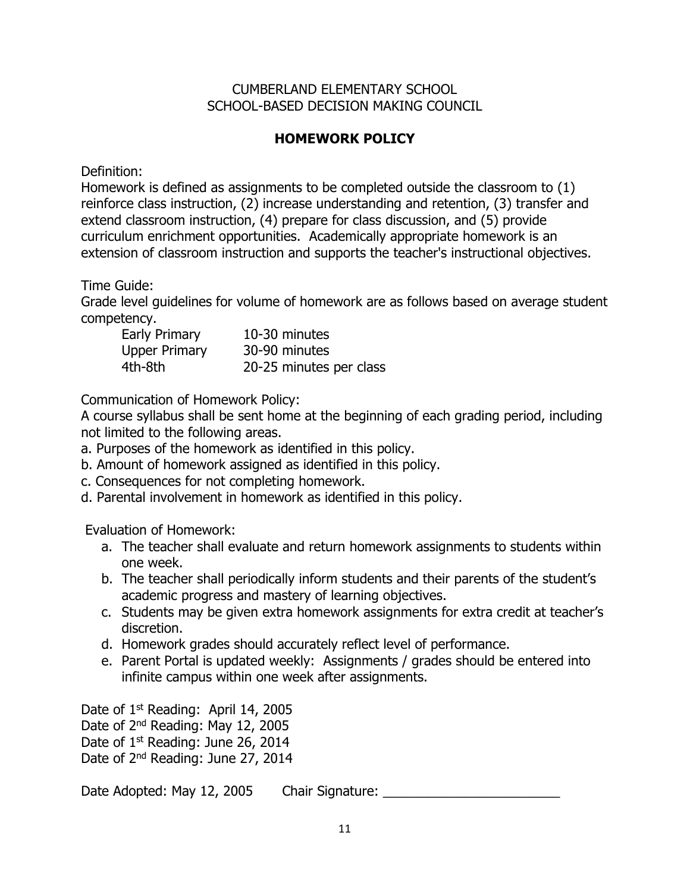CUMBERLAND ELEMENTARY SCHOOL
SCHOOL-BASED DECISION MAKING COUNCIL

## HOMEWORK POLICY

Definition:
Homework is defined as assignments to be completed outside the classroom to (1) reinforce class instruction, (2) increase understanding and retention, (3) transfer and extend classroom instruction, (4) prepare for class discussion, and (5) provide curriculum enrichment opportunities. Academically appropriate homework is an extension of classroom instruction and supports the teacher's instructional objectives.

Time Guide:
Grade level guidelines for volume of homework are as follows based on average student competency.

| | |
|---|---|
| Early Primary | 10-30 minutes |
| Upper Primary | 30-90 minutes |
| 4th-8th | 20-25 minutes per class |

Communication of Homework Policy:
A course syllabus shall be sent home at the beginning of each grading period, including not limited to the following areas.

a. Purposes of the homework as identified in this policy.
b. Amount of homework assigned as identified in this policy.
c. Consequences for not completing homework.
d. Parental involvement in homework as identified in this policy.

Evaluation of Homework:

a. The teacher shall evaluate and return homework assignments to students within one week.
b. The teacher shall periodically inform students and their parents of the student's academic progress and mastery of learning objectives.
c. Students may be given extra homework assignments for extra credit at teacher's discretion.
d. Homework grades should accurately reflect level of performance.
e. Parent Portal is updated weekly: Assignments / grades should be entered into infinite campus within one week after assignments.

Date of 1st Reading: April 14, 2005
Date of 2nd Reading: May 12, 2005
Date of 1st Reading: June 26, 2014
Date of 2nd Reading: June 27, 2014

Date Adopted: May 12, 2005 Chair Signature: ________________________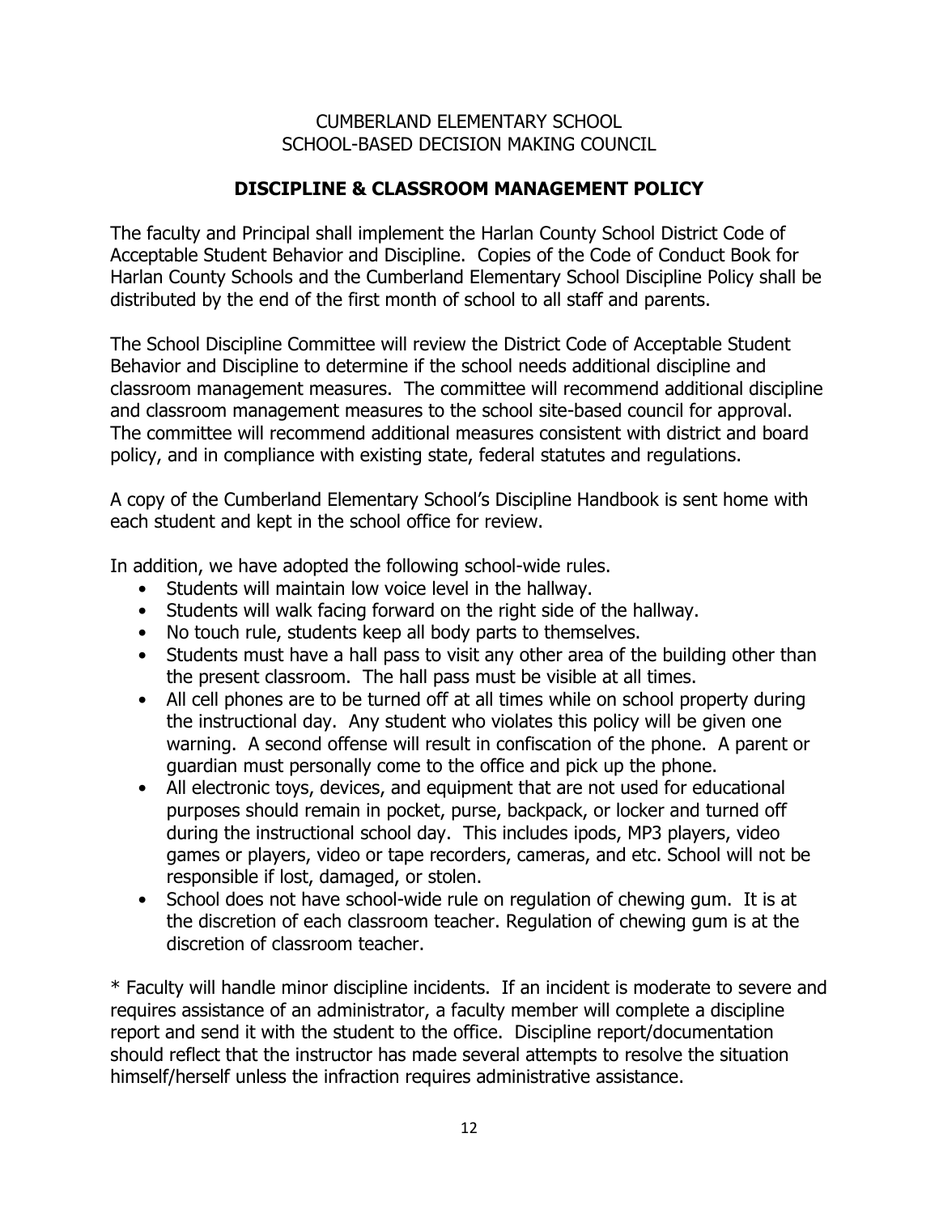CUMBERLAND ELEMENTARY SCHOOL
SCHOOL-BASED DECISION MAKING COUNCIL

## DISCIPLINE & CLASSROOM MANAGEMENT POLICY

The faculty and Principal shall implement the Harlan County School District Code of Acceptable Student Behavior and Discipline. Copies of the Code of Conduct Book for Harlan County Schools and the Cumberland Elementary School Discipline Policy shall be distributed by the end of the first month of school to all staff and parents.

The School Discipline Committee will review the District Code of Acceptable Student Behavior and Discipline to determine if the school needs additional discipline and classroom management measures. The committee will recommend additional discipline and classroom management measures to the school site-based council for approval. The committee will recommend additional measures consistent with district and board policy, and in compliance with existing state, federal statutes and regulations.

A copy of the Cumberland Elementary School's Discipline Handbook is sent home with each student and kept in the school office for review.

In addition, we have adopted the following school-wide rules.

- Students will maintain low voice level in the hallway.
- Students will walk facing forward on the right side of the hallway.
- No touch rule, students keep all body parts to themselves.
- Students must have a hall pass to visit any other area of the building other than the present classroom. The hall pass must be visible at all times.
- All cell phones are to be turned off at all times while on school property during the instructional day. Any student who violates this policy will be given one warning. A second offense will result in confiscation of the phone. A parent or guardian must personally come to the office and pick up the phone.
- All electronic toys, devices, and equipment that are not used for educational purposes should remain in pocket, purse, backpack, or locker and turned off during the instructional school day. This includes ipods, MP3 players, video games or players, video or tape recorders, cameras, and etc. School will not be responsible if lost, damaged, or stolen.
- School does not have school-wide rule on regulation of chewing gum. It is at the discretion of each classroom teacher. Regulation of chewing gum is at the discretion of classroom teacher.

* Faculty will handle minor discipline incidents. If an incident is moderate to severe and requires assistance of an administrator, a faculty member will complete a discipline report and send it with the student to the office. Discipline report/documentation should reflect that the instructor has made several attempts to resolve the situation himself/herself unless the infraction requires administrative assistance.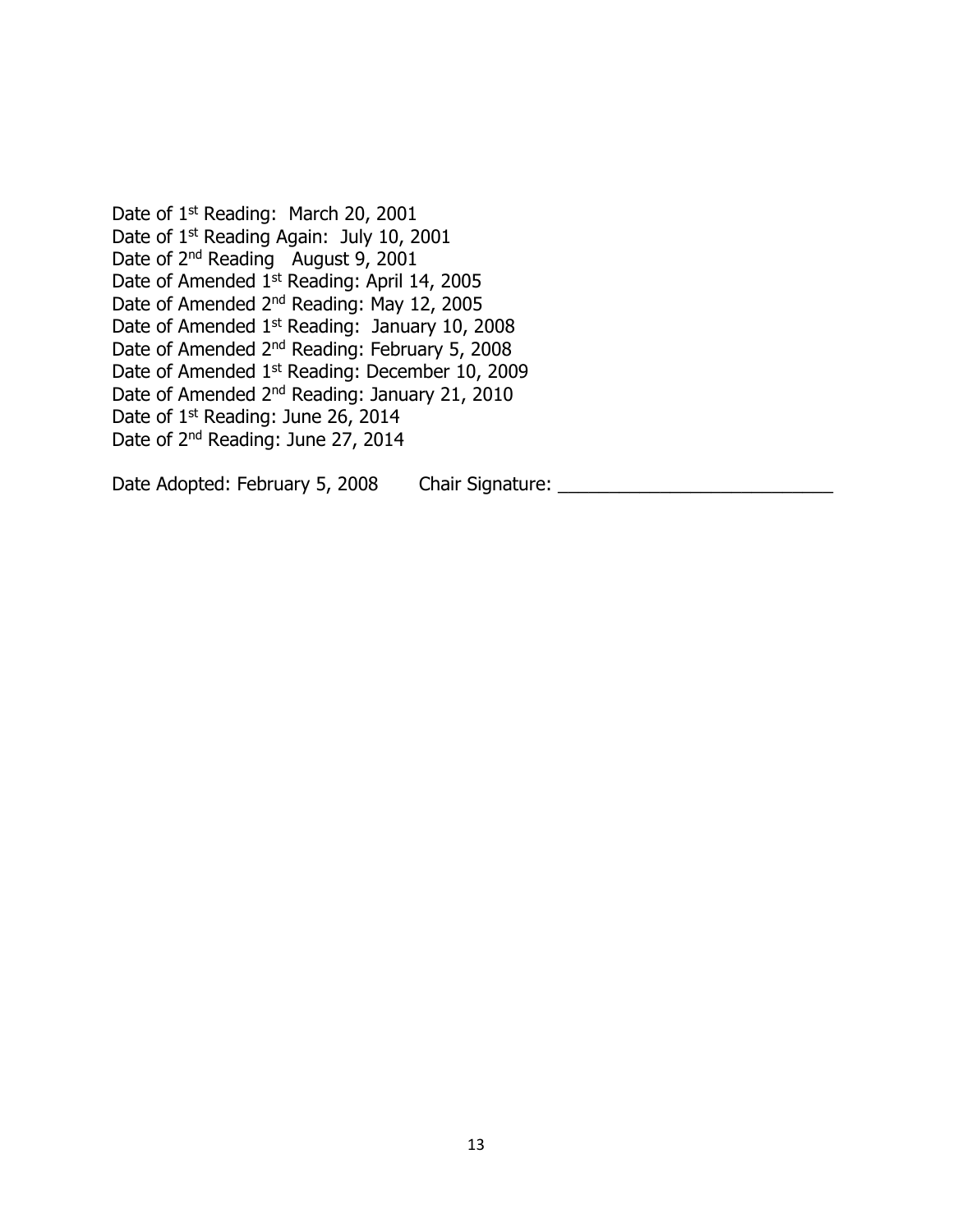Date of 1st Reading: March 20, 2001
Date of 1st Reading Again: July 10, 2001
Date of 2nd Reading August 9, 2001
Date of Amended 1st Reading: April 14, 2005
Date of Amended 2nd Reading: May 12, 2005
Date of Amended 1st Reading: January 10, 2008
Date of Amended 2nd Reading: February 5, 2008
Date of Amended 1st Reading: December 10, 2009
Date of Amended 2nd Reading: January 21, 2010
Date of 1st Reading: June 26, 2014
Date of 2nd Reading: June 27, 2014

Date Adopted: February 5, 2008 Chair Signature: ___________________________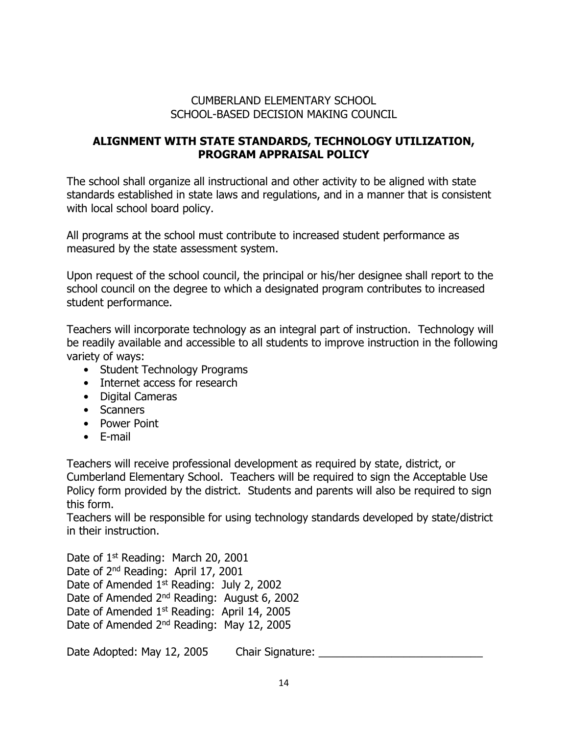CUMBERLAND ELEMENTARY SCHOOL
SCHOOL-BASED DECISION MAKING COUNCIL

## ALIGNMENT WITH STATE STANDARDS, TECHNOLOGY UTILIZATION, PROGRAM APPRAISAL POLICY

The school shall organize all instructional and other activity to be aligned with state standards established in state laws and regulations, and in a manner that is consistent with local school board policy.

All programs at the school must contribute to increased student performance as measured by the state assessment system.

Upon request of the school council, the principal or his/her designee shall report to the school council on the degree to which a designated program contributes to increased student performance.

Teachers will incorporate technology as an integral part of instruction. Technology will be readily available and accessible to all students to improve instruction in the following variety of ways:

- Student Technology Programs
- Internet access for research
- Digital Cameras
- Scanners
- Power Point
- E-mail

Teachers will receive professional development as required by state, district, or Cumberland Elementary School. Teachers will be required to sign the Acceptable Use Policy form provided by the district. Students and parents will also be required to sign this form.

Teachers will be responsible for using technology standards developed by state/district in their instruction.

Date of 1st Reading: March 20, 2001
Date of 2nd Reading: April 17, 2001
Date of Amended 1st Reading: July 2, 2002
Date of Amended 2nd Reading: August 6, 2002
Date of Amended 1st Reading: April 14, 2005
Date of Amended 2nd Reading: May 12, 2005

Date Adopted: May 12, 2005 Chair Signature: ___________________________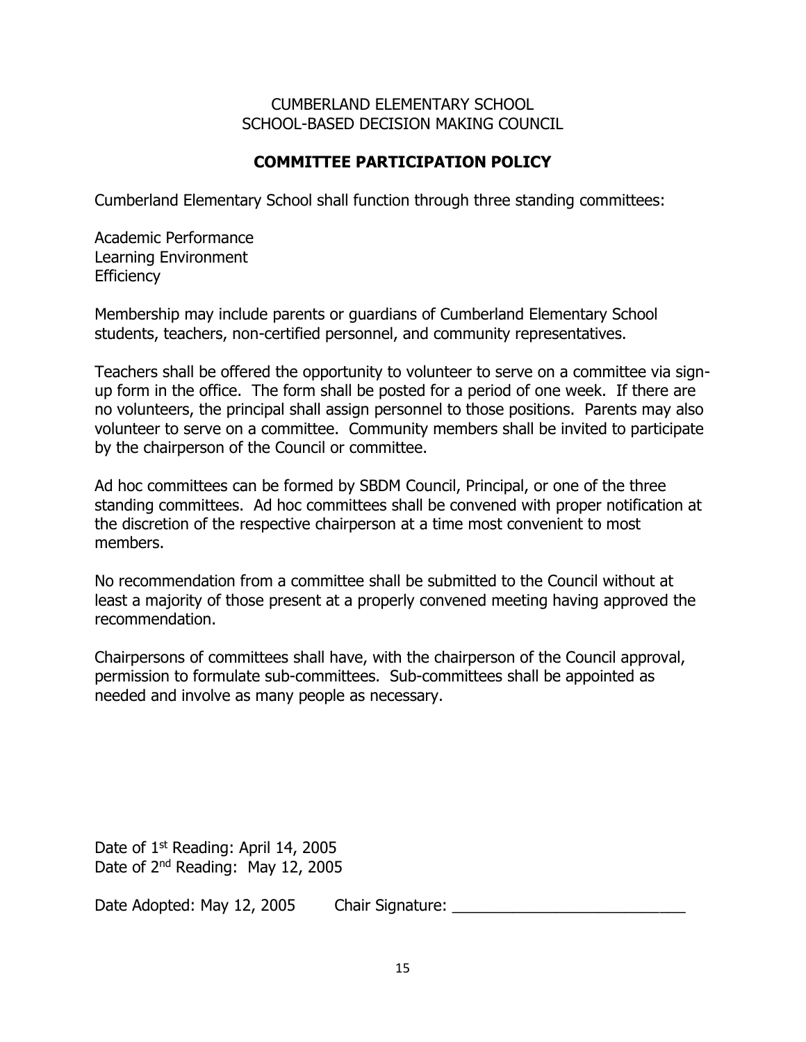CUMBERLAND ELEMENTARY SCHOOL
SCHOOL-BASED DECISION MAKING COUNCIL

## COMMITTEE PARTICIPATION POLICY

Cumberland Elementary School shall function through three standing committees:

Academic Performance
Learning Environment
Efficiency

Membership may include parents or guardians of Cumberland Elementary School students, teachers, non-certified personnel, and community representatives.

Teachers shall be offered the opportunity to volunteer to serve on a committee via sign-up form in the office. The form shall be posted for a period of one week. If there are no volunteers, the principal shall assign personnel to those positions. Parents may also volunteer to serve on a committee. Community members shall be invited to participate by the chairperson of the Council or committee.

Ad hoc committees can be formed by SBDM Council, Principal, or one of the three standing committees. Ad hoc committees shall be convened with proper notification at the discretion of the respective chairperson at a time most convenient to most members.

No recommendation from a committee shall be submitted to the Council without at least a majority of those present at a properly convened meeting having approved the recommendation.

Chairpersons of committees shall have, with the chairperson of the Council approval, permission to formulate sub-committees. Sub-committees shall be appointed as needed and involve as many people as necessary.

Date of 1st Reading: April 14, 2005
Date of 2nd Reading: May 12, 2005

Date Adopted: May 12, 2005 Chair Signature: ___________________________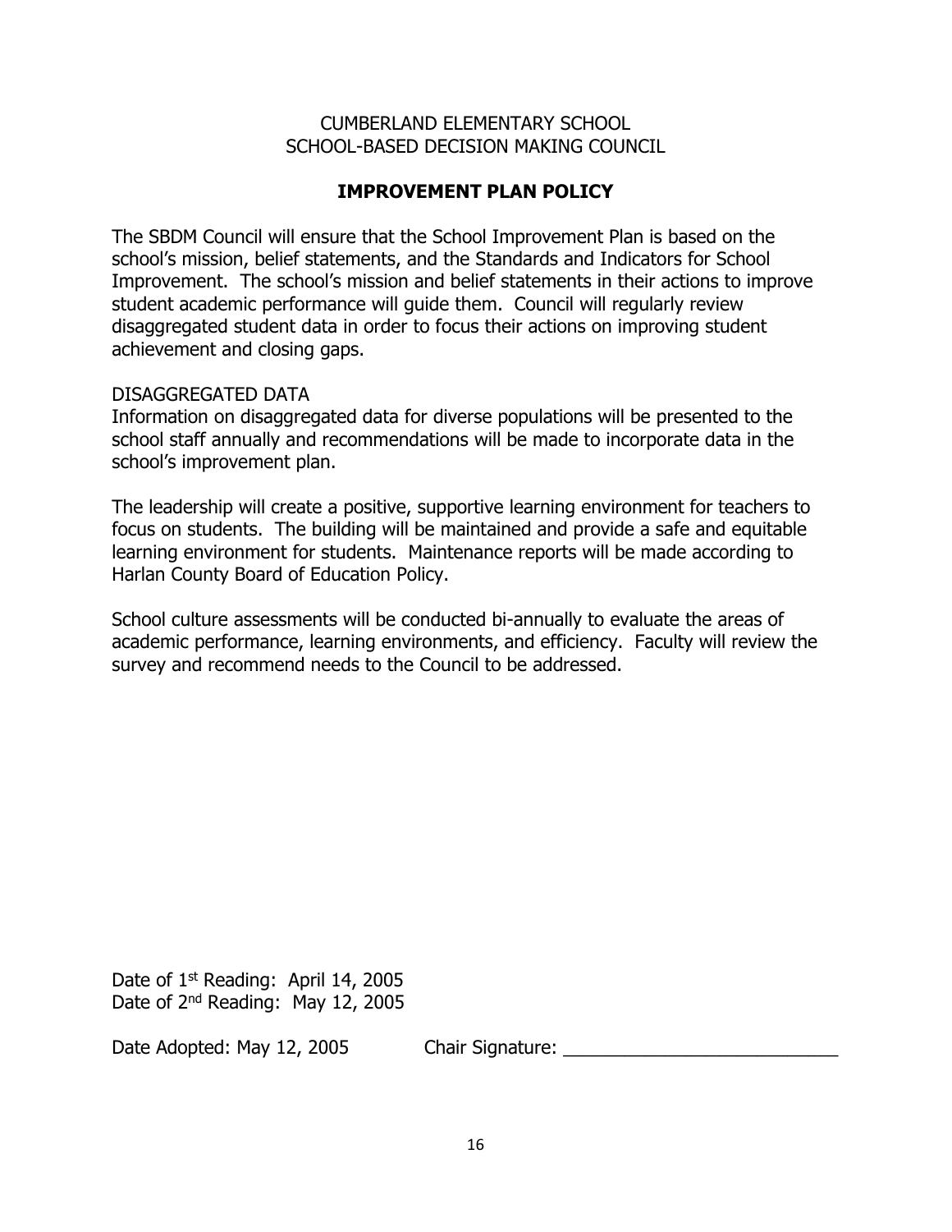CUMBERLAND ELEMENTARY SCHOOL
SCHOOL-BASED DECISION MAKING COUNCIL

## IMPROVEMENT PLAN POLICY

The SBDM Council will ensure that the School Improvement Plan is based on the school's mission, belief statements, and the Standards and Indicators for School Improvement. The school's mission and belief statements in their actions to improve student academic performance will guide them. Council will regularly review disaggregated student data in order to focus their actions on improving student achievement and closing gaps.

DISAGGREGATED DATA
Information on disaggregated data for diverse populations will be presented to the school staff annually and recommendations will be made to incorporate data in the school's improvement plan.

The leadership will create a positive, supportive learning environment for teachers to focus on students. The building will be maintained and provide a safe and equitable learning environment for students. Maintenance reports will be made according to Harlan County Board of Education Policy.

School culture assessments will be conducted bi-annually to evaluate the areas of academic performance, learning environments, and efficiency. Faculty will review the survey and recommend needs to the Council to be addressed.

Date of 1st Reading: April 14, 2005
Date of 2nd Reading: May 12, 2005

Date Adopted: May 12, 2005 Chair Signature: ___________________________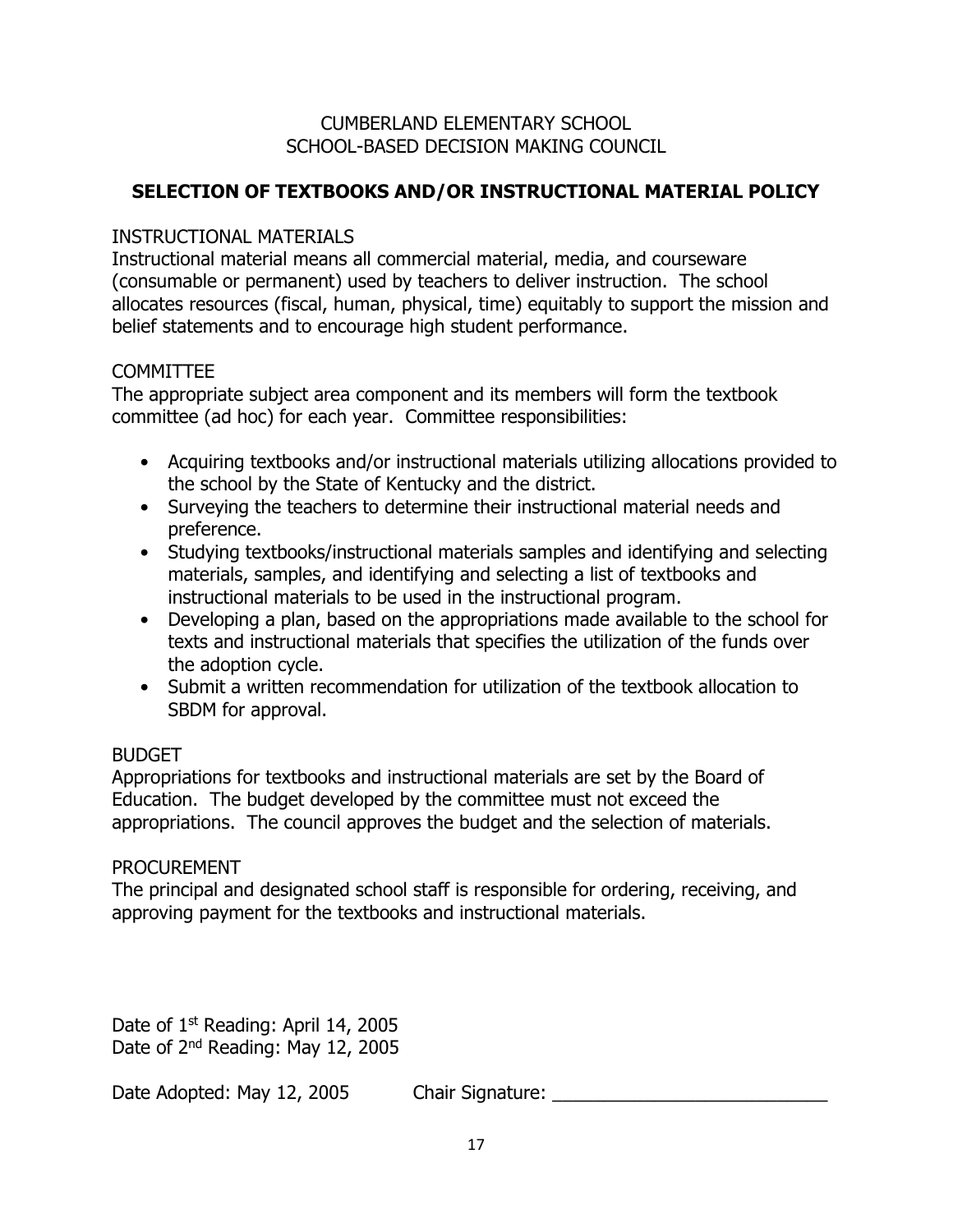CUMBERLAND ELEMENTARY SCHOOL
SCHOOL-BASED DECISION MAKING COUNCIL

## SELECTION OF TEXTBOOKS AND/OR INSTRUCTIONAL MATERIAL POLICY

INSTRUCTIONAL MATERIALS
Instructional material means all commercial material, media, and courseware (consumable or permanent) used by teachers to deliver instruction. The school allocates resources (fiscal, human, physical, time) equitably to support the mission and belief statements and to encourage high student performance.

COMMITTEE
The appropriate subject area component and its members will form the textbook committee (ad hoc) for each year. Committee responsibilities:

- Acquiring textbooks and/or instructional materials utilizing allocations provided to the school by the State of Kentucky and the district.
- Surveying the teachers to determine their instructional material needs and preference.
- Studying textbooks/instructional materials samples and identifying and selecting materials, samples, and identifying and selecting a list of textbooks and instructional materials to be used in the instructional program.
- Developing a plan, based on the appropriations made available to the school for texts and instructional materials that specifies the utilization of the funds over the adoption cycle.
- Submit a written recommendation for utilization of the textbook allocation to SBDM for approval.

BUDGET
Appropriations for textbooks and instructional materials are set by the Board of Education. The budget developed by the committee must not exceed the appropriations. The council approves the budget and the selection of materials.

PROCUREMENT
The principal and designated school staff is responsible for ordering, receiving, and approving payment for the textbooks and instructional materials.

Date of 1st Reading: April 14, 2005
Date of 2nd Reading: May 12, 2005

Date Adopted: May 12, 2005 Chair Signature: ___________________________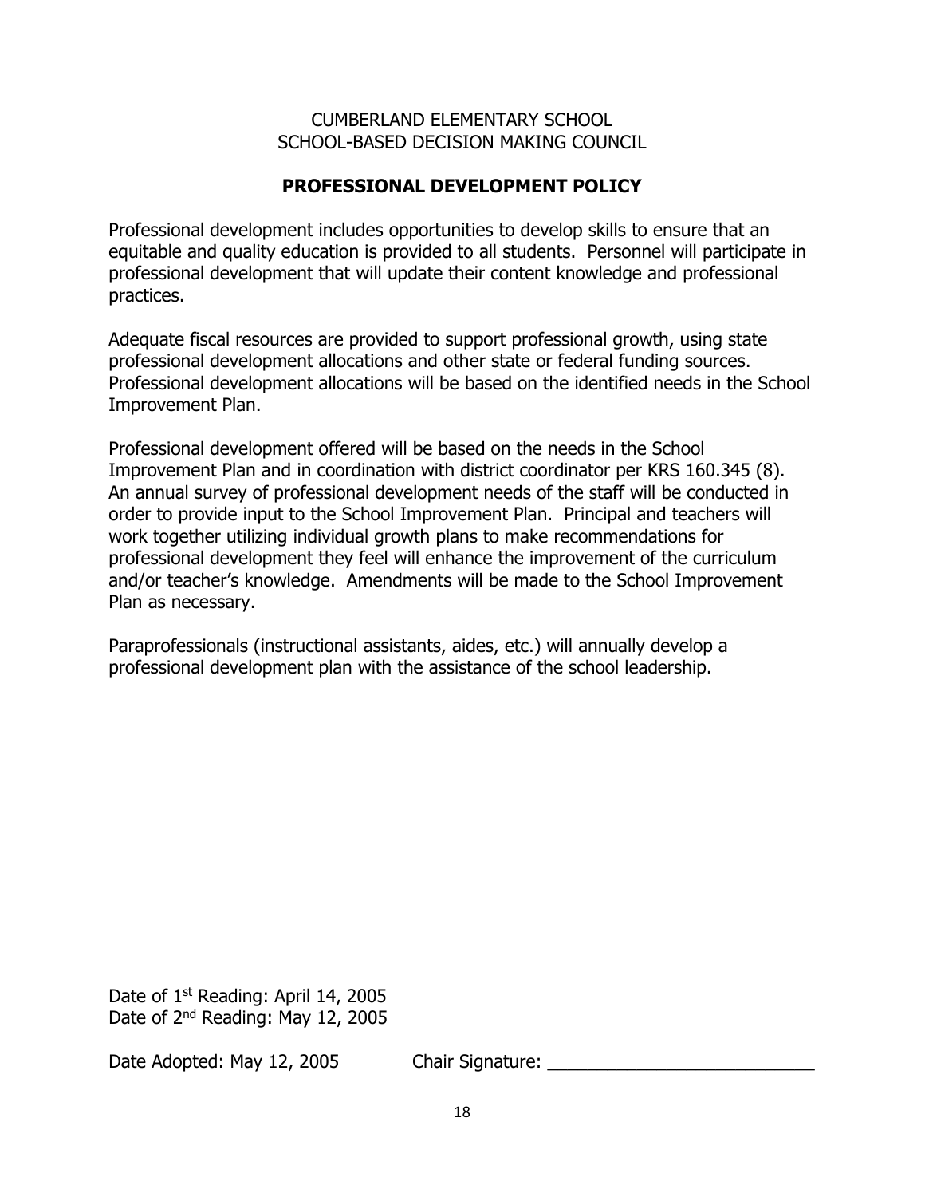CUMBERLAND ELEMENTARY SCHOOL
SCHOOL-BASED DECISION MAKING COUNCIL

## PROFESSIONAL DEVELOPMENT POLICY

Professional development includes opportunities to develop skills to ensure that an equitable and quality education is provided to all students. Personnel will participate in professional development that will update their content knowledge and professional practices.

Adequate fiscal resources are provided to support professional growth, using state professional development allocations and other state or federal funding sources. Professional development allocations will be based on the identified needs in the School Improvement Plan.

Professional development offered will be based on the needs in the School Improvement Plan and in coordination with district coordinator per KRS 160.345 (8). An annual survey of professional development needs of the staff will be conducted in order to provide input to the School Improvement Plan. Principal and teachers will work together utilizing individual growth plans to make recommendations for professional development they feel will enhance the improvement of the curriculum and/or teacher's knowledge. Amendments will be made to the School Improvement Plan as necessary.

Paraprofessionals (instructional assistants, aides, etc.) will annually develop a professional development plan with the assistance of the school leadership.

Date of 1st Reading: April 14, 2005
Date of 2nd Reading: May 12, 2005

Date Adopted: May 12, 2005 Chair Signature: ___________________________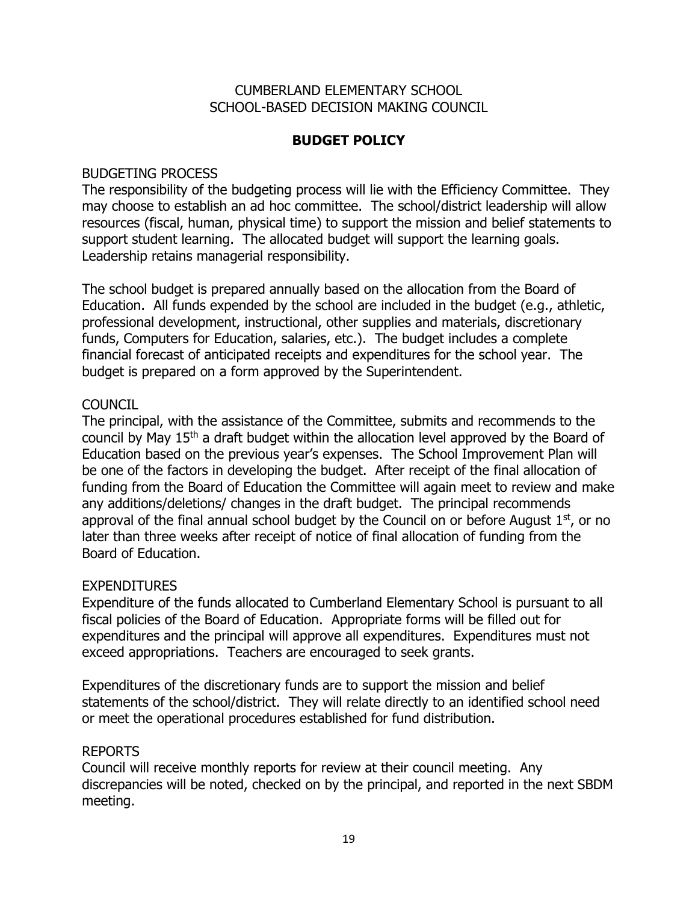CUMBERLAND ELEMENTARY SCHOOL
SCHOOL-BASED DECISION MAKING COUNCIL

# BUDGET POLICY

## BUDGETING PROCESS

The responsibility of the budgeting process will lie with the Efficiency Committee. They may choose to establish an ad hoc committee. The school/district leadership will allow resources (fiscal, human, physical time) to support the mission and belief statements to support student learning. The allocated budget will support the learning goals. Leadership retains managerial responsibility.

The school budget is prepared annually based on the allocation from the Board of Education. All funds expended by the school are included in the budget (e.g., athletic, professional development, instructional, other supplies and materials, discretionary funds, Computers for Education, salaries, etc.). The budget includes a complete financial forecast of anticipated receipts and expenditures for the school year. The budget is prepared on a form approved by the Superintendent.

## COUNCIL

The principal, with the assistance of the Committee, submits and recommends to the council by May 15th a draft budget within the allocation level approved by the Board of Education based on the previous year's expenses. The School Improvement Plan will be one of the factors in developing the budget. After receipt of the final allocation of funding from the Board of Education the Committee will again meet to review and make any additions/deletions/ changes in the draft budget. The principal recommends approval of the final annual school budget by the Council on or before August 1st, or no later than three weeks after receipt of notice of final allocation of funding from the Board of Education.

## EXPENDITURES

Expenditure of the funds allocated to Cumberland Elementary School is pursuant to all fiscal policies of the Board of Education. Appropriate forms will be filled out for expenditures and the principal will approve all expenditures. Expenditures must not exceed appropriations. Teachers are encouraged to seek grants.

Expenditures of the discretionary funds are to support the mission and belief statements of the school/district. They will relate directly to an identified school need or meet the operational procedures established for fund distribution.

## REPORTS

Council will receive monthly reports for review at their council meeting. Any discrepancies will be noted, checked on by the principal, and reported in the next SBDM meeting.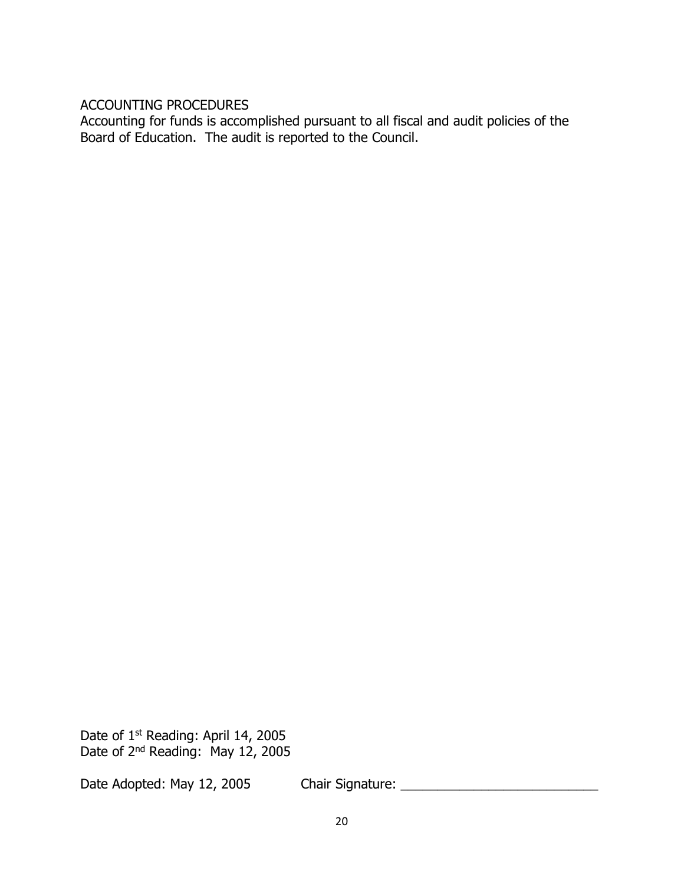ACCOUNTING PROCEDURES

Accounting for funds is accomplished pursuant to all fiscal and audit policies of the Board of Education. The audit is reported to the Council.

Date of 1st Reading: April 14, 2005
Date of 2nd Reading: May 12, 2005

Date Adopted: May 12, 2005 Chair Signature: ___________________________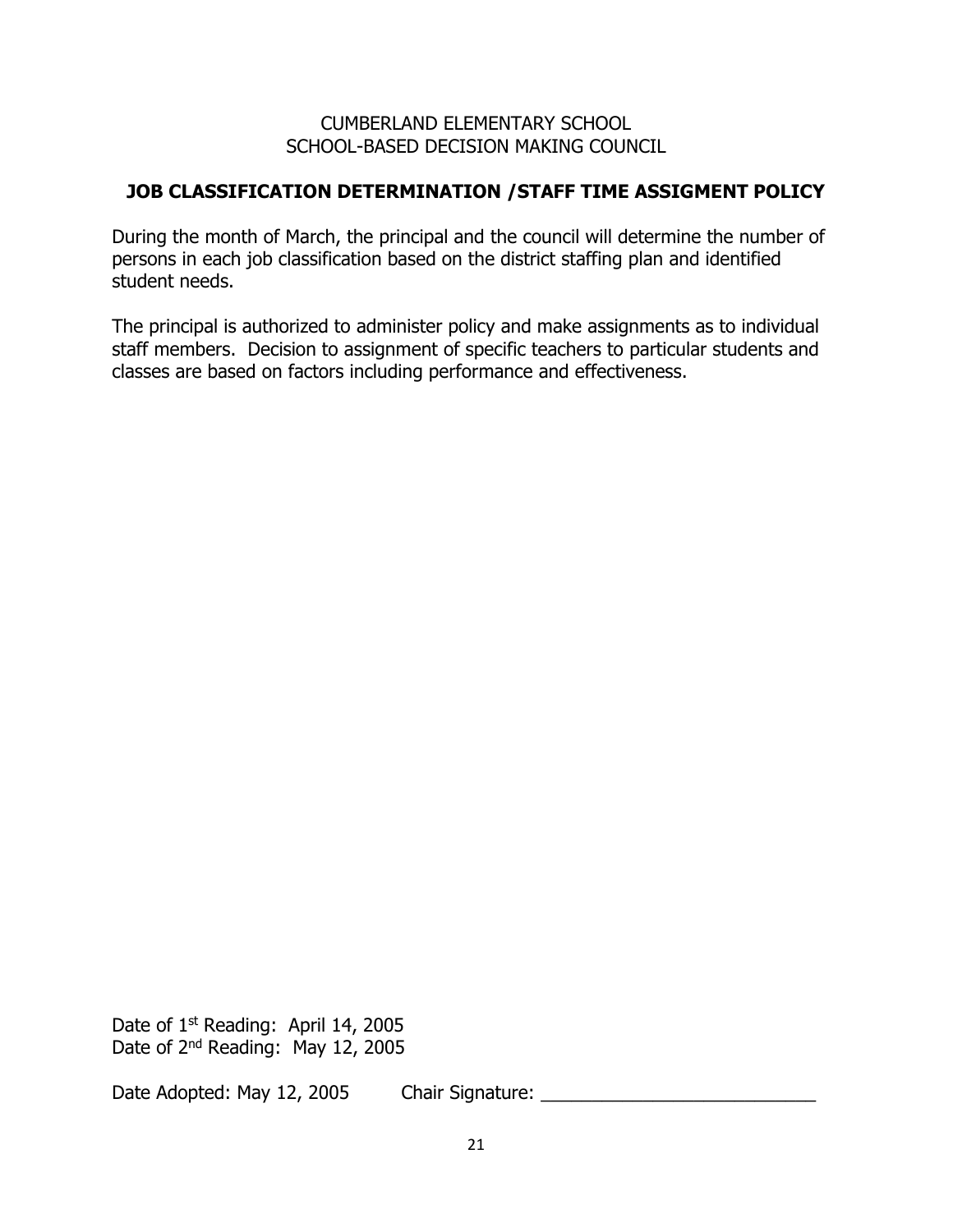CUMBERLAND ELEMENTARY SCHOOL
SCHOOL-BASED DECISION MAKING COUNCIL

## JOB CLASSIFICATION DETERMINATION /STAFF TIME ASSIGMENT POLICY

During the month of March, the principal and the council will determine the number of persons in each job classification based on the district staffing plan and identified student needs.

The principal is authorized to administer policy and make assignments as to individual staff members. Decision to assignment of specific teachers to particular students and classes are based on factors including performance and effectiveness.

Date of 1st Reading: April 14, 2005
Date of 2nd Reading: May 12, 2005

Date Adopted: May 12, 2005 Chair Signature: ___________________________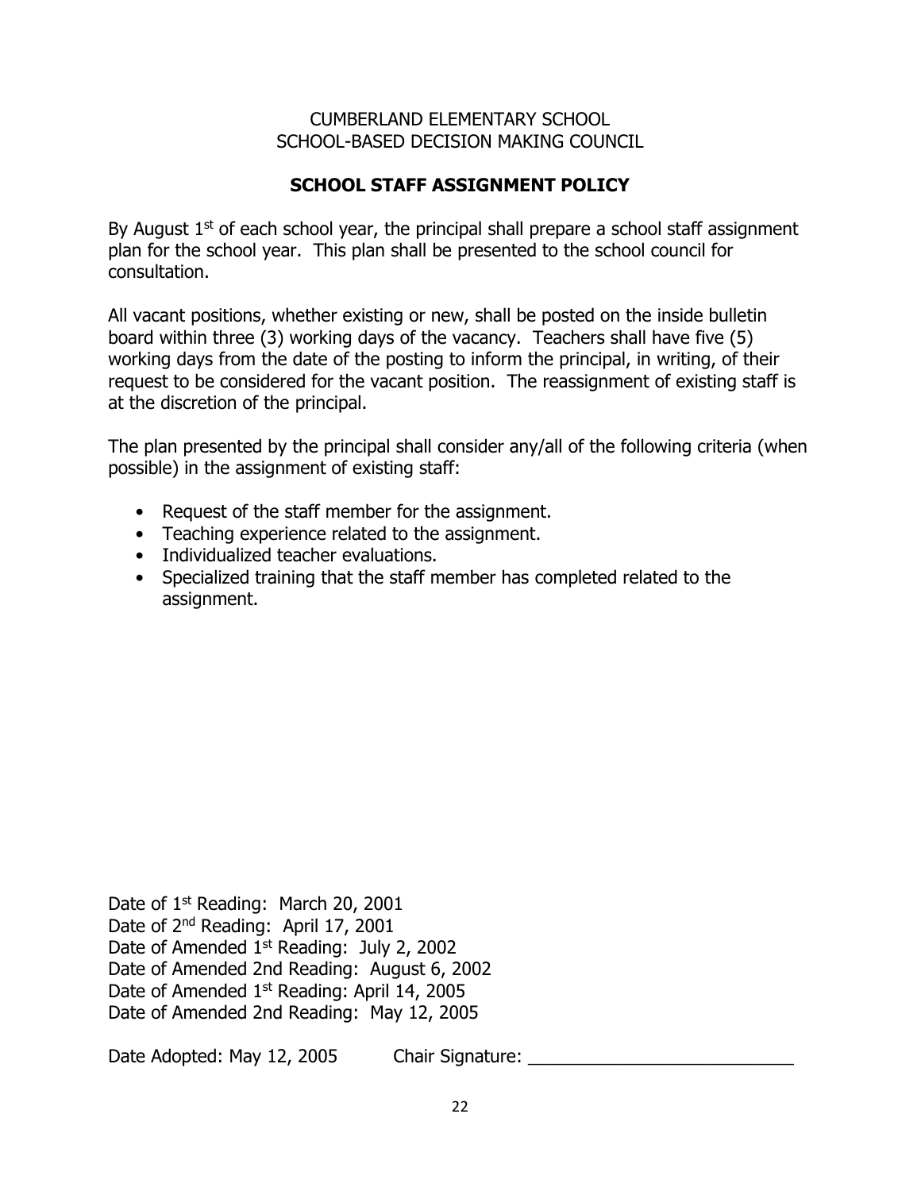CUMBERLAND ELEMENTARY SCHOOL
SCHOOL-BASED DECISION MAKING COUNCIL

## SCHOOL STAFF ASSIGNMENT POLICY

By August 1st of each school year, the principal shall prepare a school staff assignment plan for the school year. This plan shall be presented to the school council for consultation.

All vacant positions, whether existing or new, shall be posted on the inside bulletin board within three (3) working days of the vacancy. Teachers shall have five (5) working days from the date of the posting to inform the principal, in writing, of their request to be considered for the vacant position. The reassignment of existing staff is at the discretion of the principal.

The plan presented by the principal shall consider any/all of the following criteria (when possible) in the assignment of existing staff:

- Request of the staff member for the assignment.
- Teaching experience related to the assignment.
- Individualized teacher evaluations.
- Specialized training that the staff member has completed related to the assignment.

Date of 1st Reading: March 20, 2001
Date of 2nd Reading: April 17, 2001
Date of Amended 1st Reading: July 2, 2002
Date of Amended 2nd Reading: August 6, 2002
Date of Amended 1st Reading: April 14, 2005
Date of Amended 2nd Reading: May 12, 2005

Date Adopted: May 12, 2005 Chair Signature: ___________________________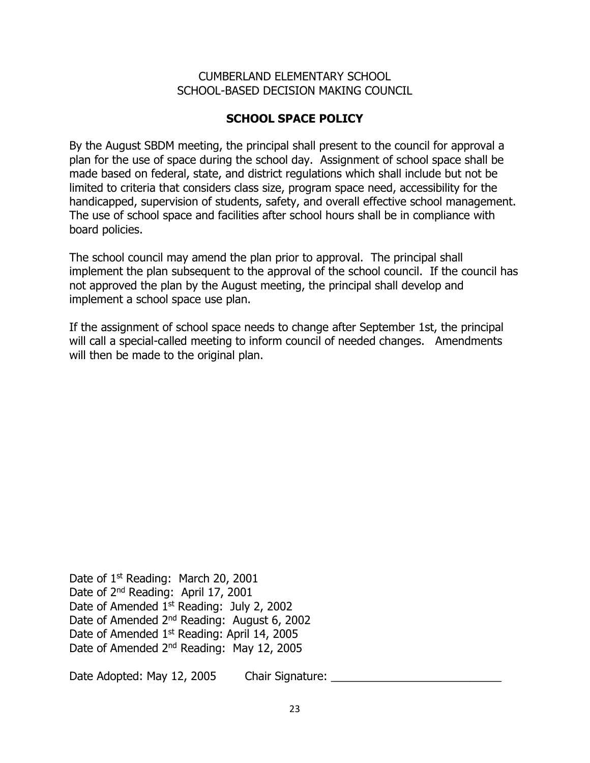CUMBERLAND ELEMENTARY SCHOOL
SCHOOL-BASED DECISION MAKING COUNCIL

## SCHOOL SPACE POLICY

By the August SBDM meeting, the principal shall present to the council for approval a plan for the use of space during the school day. Assignment of school space shall be made based on federal, state, and district regulations which shall include but not be limited to criteria that considers class size, program space need, accessibility for the handicapped, supervision of students, safety, and overall effective school management. The use of school space and facilities after school hours shall be in compliance with board policies.

The school council may amend the plan prior to approval. The principal shall implement the plan subsequent to the approval of the school council. If the council has not approved the plan by the August meeting, the principal shall develop and implement a school space use plan.

If the assignment of school space needs to change after September 1st, the principal will call a special-called meeting to inform council of needed changes. Amendments will then be made to the original plan.

Date of 1st Reading: March 20, 2001
Date of 2nd Reading: April 17, 2001
Date of Amended 1st Reading: July 2, 2002
Date of Amended 2nd Reading: August 6, 2002
Date of Amended 1st Reading: April 14, 2005
Date of Amended 2nd Reading: May 12, 2005

Date Adopted: May 12, 2005 Chair Signature: ___________________________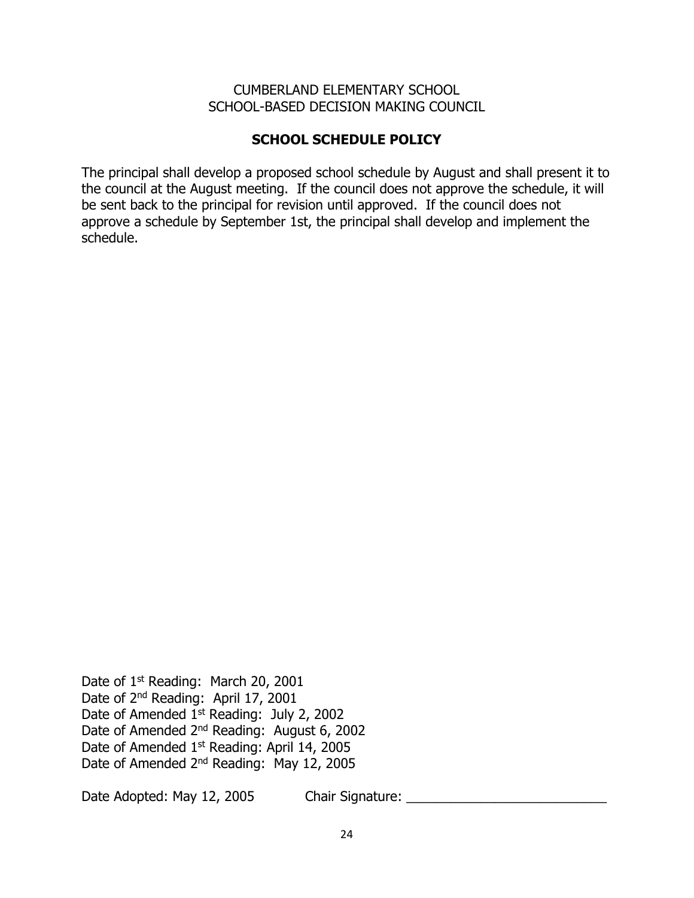CUMBERLAND ELEMENTARY SCHOOL
SCHOOL-BASED DECISION MAKING COUNCIL

## SCHOOL SCHEDULE POLICY

The principal shall develop a proposed school schedule by August and shall present it to the council at the August meeting. If the council does not approve the schedule, it will be sent back to the principal for revision until approved. If the council does not approve a schedule by September 1st, the principal shall develop and implement the schedule.

Date of 1st Reading: March 20, 2001
Date of 2nd Reading: April 17, 2001
Date of Amended 1st Reading: July 2, 2002
Date of Amended 2nd Reading: August 6, 2002
Date of Amended 1st Reading: April 14, 2005
Date of Amended 2nd Reading: May 12, 2005

Date Adopted: May 12, 2005 Chair Signature: ___________________________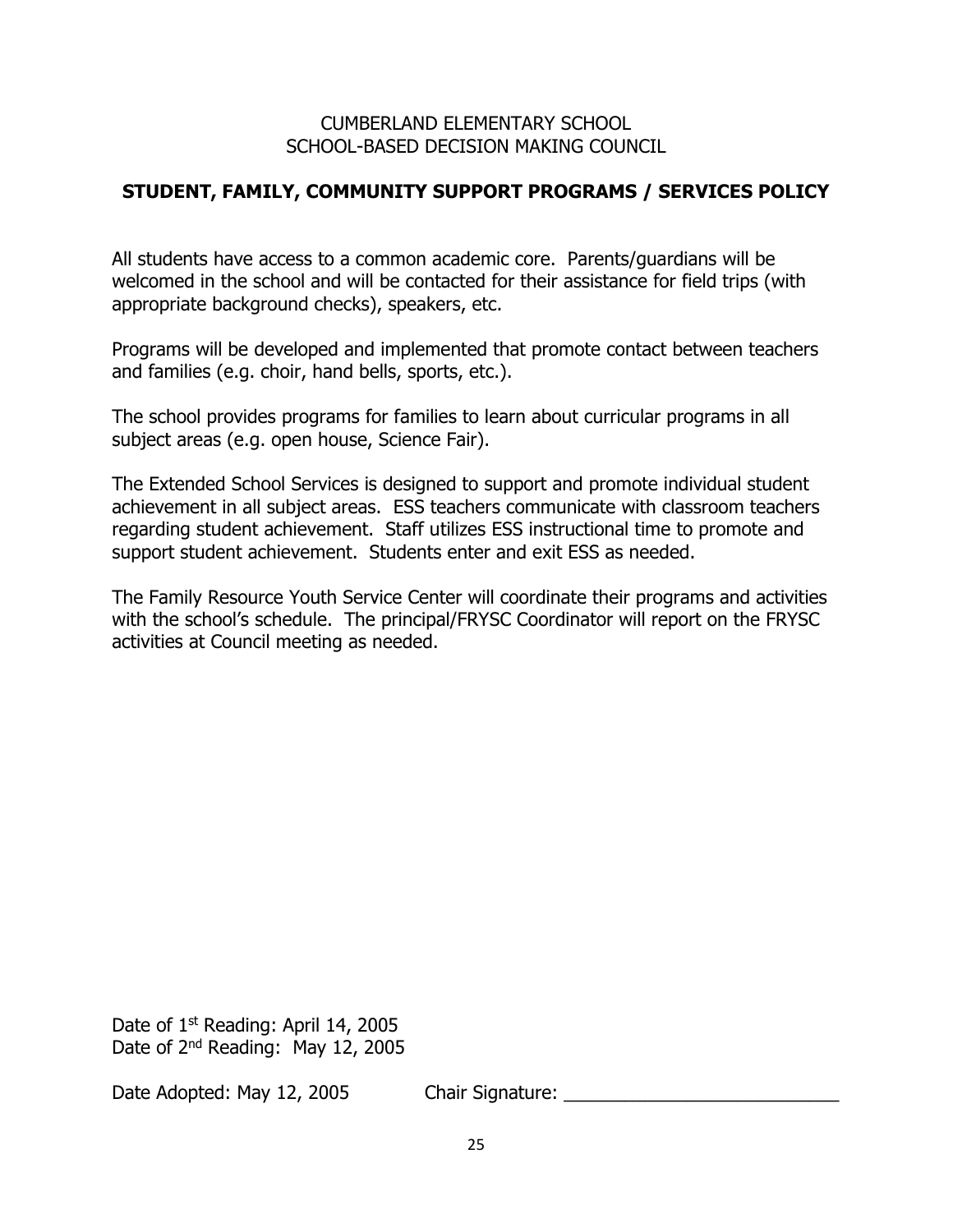CUMBERLAND ELEMENTARY SCHOOL
SCHOOL-BASED DECISION MAKING COUNCIL

## STUDENT, FAMILY, COMMUNITY SUPPORT PROGRAMS / SERVICES POLICY

All students have access to a common academic core. Parents/guardians will be welcomed in the school and will be contacted for their assistance for field trips (with appropriate background checks), speakers, etc.

Programs will be developed and implemented that promote contact between teachers and families (e.g. choir, hand bells, sports, etc.).

The school provides programs for families to learn about curricular programs in all subject areas (e.g. open house, Science Fair).

The Extended School Services is designed to support and promote individual student achievement in all subject areas. ESS teachers communicate with classroom teachers regarding student achievement. Staff utilizes ESS instructional time to promote and support student achievement. Students enter and exit ESS as needed.

The Family Resource Youth Service Center will coordinate their programs and activities with the school's schedule. The principal/FRYSC Coordinator will report on the FRYSC activities at Council meeting as needed.

Date of 1st Reading: April 14, 2005
Date of 2nd Reading: May 12, 2005

Date Adopted: May 12, 2005 Chair Signature: ___________________________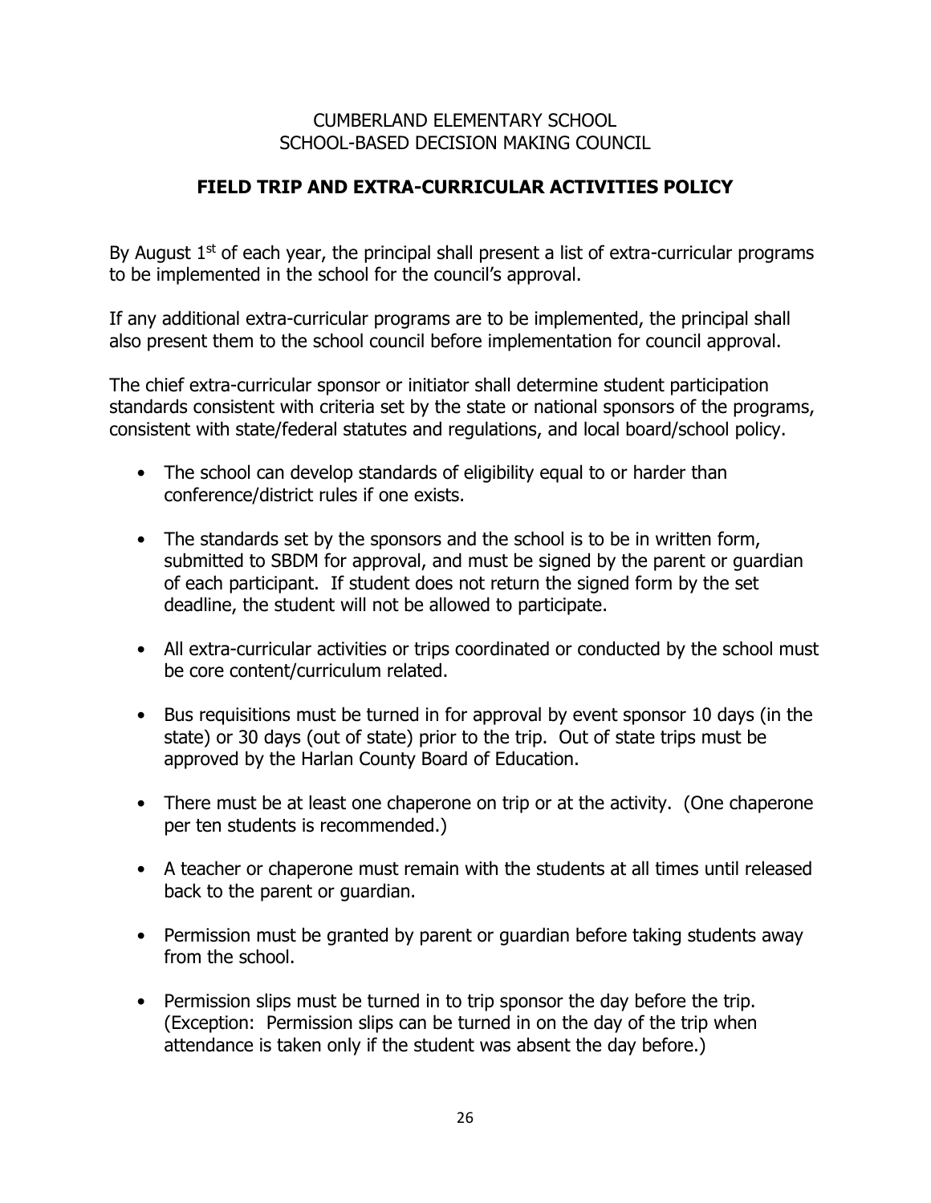CUMBERLAND ELEMENTARY SCHOOL
SCHOOL-BASED DECISION MAKING COUNCIL

## FIELD TRIP AND EXTRA-CURRICULAR ACTIVITIES POLICY

By August 1st of each year, the principal shall present a list of extra-curricular programs to be implemented in the school for the council's approval.

If any additional extra-curricular programs are to be implemented, the principal shall also present them to the school council before implementation for council approval.

The chief extra-curricular sponsor or initiator shall determine student participation standards consistent with criteria set by the state or national sponsors of the programs, consistent with state/federal statutes and regulations, and local board/school policy.

- The school can develop standards of eligibility equal to or harder than conference/district rules if one exists.
- The standards set by the sponsors and the school is to be in written form, submitted to SBDM for approval, and must be signed by the parent or guardian of each participant. If student does not return the signed form by the set deadline, the student will not be allowed to participate.
- All extra-curricular activities or trips coordinated or conducted by the school must be core content/curriculum related.
- Bus requisitions must be turned in for approval by event sponsor 10 days (in the state) or 30 days (out of state) prior to the trip. Out of state trips must be approved by the Harlan County Board of Education.
- There must be at least one chaperone on trip or at the activity. (One chaperone per ten students is recommended.)
- A teacher or chaperone must remain with the students at all times until released back to the parent or guardian.
- Permission must be granted by parent or guardian before taking students away from the school.
- Permission slips must be turned in to trip sponsor the day before the trip. (Exception: Permission slips can be turned in on the day of the trip when attendance is taken only if the student was absent the day before.)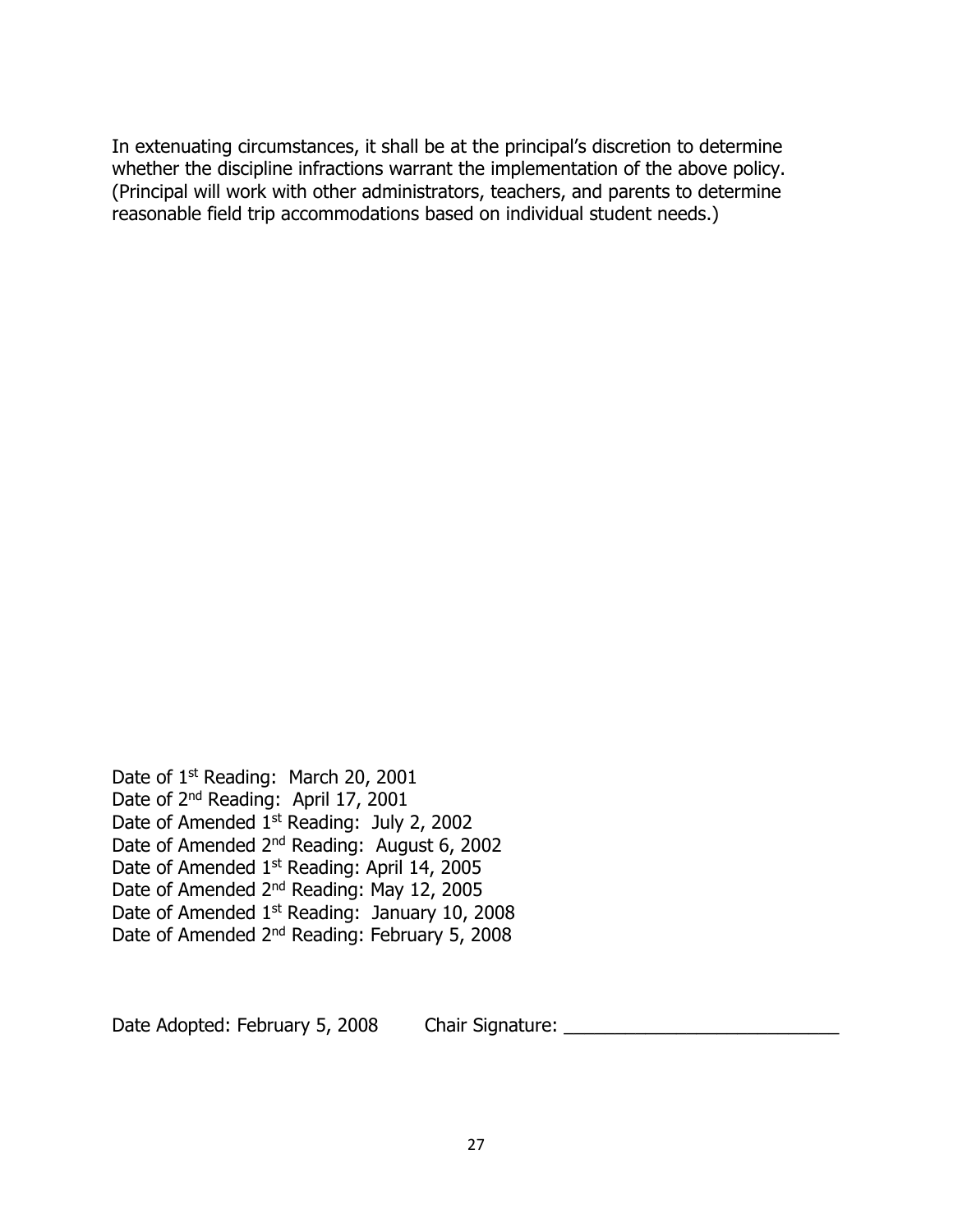In extenuating circumstances, it shall be at the principal's discretion to determine whether the discipline infractions warrant the implementation of the above policy. (Principal will work with other administrators, teachers, and parents to determine reasonable field trip accommodations based on individual student needs.)

Date of 1st Reading: March 20, 2001
Date of 2nd Reading: April 17, 2001
Date of Amended 1st Reading: July 2, 2002
Date of Amended 2nd Reading: August 6, 2002
Date of Amended 1st Reading: April 14, 2005
Date of Amended 2nd Reading: May 12, 2005
Date of Amended 1st Reading: January 10, 2008
Date of Amended 2nd Reading: February 5, 2008

Date Adopted: February 5, 2008 Chair Signature: ___________________________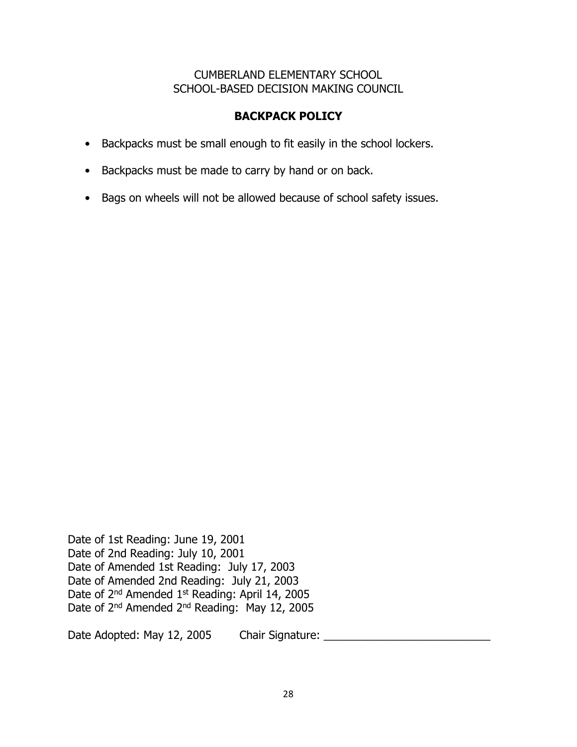CUMBERLAND ELEMENTARY SCHOOL
SCHOOL-BASED DECISION MAKING COUNCIL

## BACKPACK POLICY

- Backpacks must be small enough to fit easily in the school lockers.
- Backpacks must be made to carry by hand or on back.
- Bags on wheels will not be allowed because of school safety issues.

Date of 1st Reading: June 19, 2001
Date of 2nd Reading: July 10, 2001
Date of Amended 1st Reading: July 17, 2003
Date of Amended 2nd Reading: July 21, 2003
Date of 2nd Amended 1st Reading: April 14, 2005
Date of 2nd Amended 2nd Reading: May 12, 2005

Date Adopted: May 12, 2005 Chair Signature: ___________________________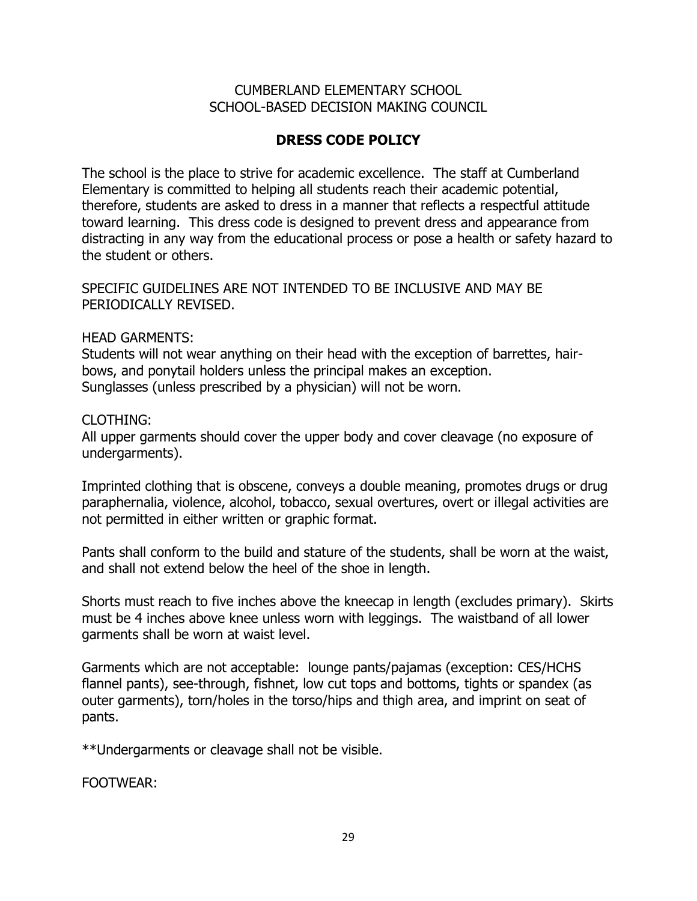CUMBERLAND ELEMENTARY SCHOOL
SCHOOL-BASED DECISION MAKING COUNCIL

## DRESS CODE POLICY

The school is the place to strive for academic excellence. The staff at Cumberland Elementary is committed to helping all students reach their academic potential, therefore, students are asked to dress in a manner that reflects a respectful attitude toward learning. This dress code is designed to prevent dress and appearance from distracting in any way from the educational process or pose a health or safety hazard to the student or others.

SPECIFIC GUIDELINES ARE NOT INTENDED TO BE INCLUSIVE AND MAY BE PERIODICALLY REVISED.

HEAD GARMENTS:
Students will not wear anything on their head with the exception of barrettes, hair-bows, and ponytail holders unless the principal makes an exception.
Sunglasses (unless prescribed by a physician) will not be worn.

CLOTHING:
All upper garments should cover the upper body and cover cleavage (no exposure of undergarments).

Imprinted clothing that is obscene, conveys a double meaning, promotes drugs or drug paraphernalia, violence, alcohol, tobacco, sexual overtures, overt or illegal activities are not permitted in either written or graphic format.

Pants shall conform to the build and stature of the students, shall be worn at the waist, and shall not extend below the heel of the shoe in length.

Shorts must reach to five inches above the kneecap in length (excludes primary). Skirts must be 4 inches above knee unless worn with leggings. The waistband of all lower garments shall be worn at waist level.

Garments which are not acceptable: lounge pants/pajamas (exception: CES/HCHS flannel pants), see-through, fishnet, low cut tops and bottoms, tights or spandex (as outer garments), torn/holes in the torso/hips and thigh area, and imprint on seat of pants.

**Undergarments or cleavage shall not be visible.

FOOTWEAR: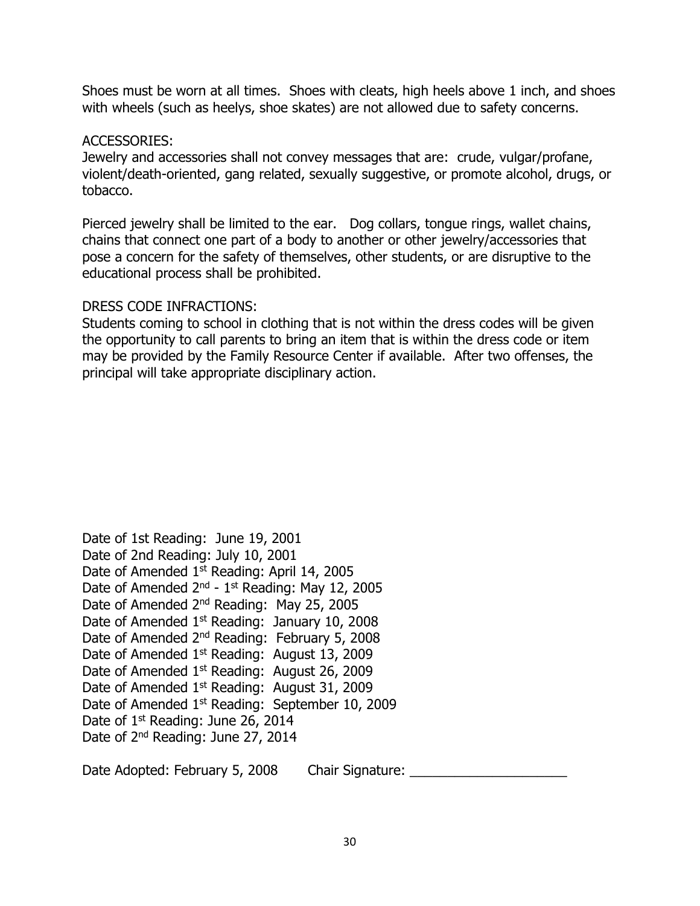Shoes must be worn at all times. Shoes with cleats, high heels above 1 inch, and shoes with wheels (such as heelys, shoe skates) are not allowed due to safety concerns.

ACCESSORIES:

Jewelry and accessories shall not convey messages that are: crude, vulgar/profane, violent/death-oriented, gang related, sexually suggestive, or promote alcohol, drugs, or tobacco.

Pierced jewelry shall be limited to the ear. Dog collars, tongue rings, wallet chains, chains that connect one part of a body to another or other jewelry/accessories that pose a concern for the safety of themselves, other students, or are disruptive to the educational process shall be prohibited.

DRESS CODE INFRACTIONS:

Students coming to school in clothing that is not within the dress codes will be given the opportunity to call parents to bring an item that is within the dress code or item may be provided by the Family Resource Center if available. After two offenses, the principal will take appropriate disciplinary action.

Date of 1st Reading: June 19, 2001
Date of 2nd Reading: July 10, 2001
Date of Amended 1st Reading: April 14, 2005
Date of Amended 2nd - 1st Reading: May 12, 2005
Date of Amended 2nd Reading: May 25, 2005
Date of Amended 1st Reading: January 10, 2008
Date of Amended 2nd Reading: February 5, 2008
Date of Amended 1st Reading: August 13, 2009
Date of Amended 1st Reading: August 26, 2009
Date of Amended 1st Reading: August 31, 2009
Date of Amended 1st Reading: September 10, 2009
Date of 1st Reading: June 26, 2014
Date of 2nd Reading: June 27, 2014

Date Adopted: February 5, 2008 Chair Signature: ____________________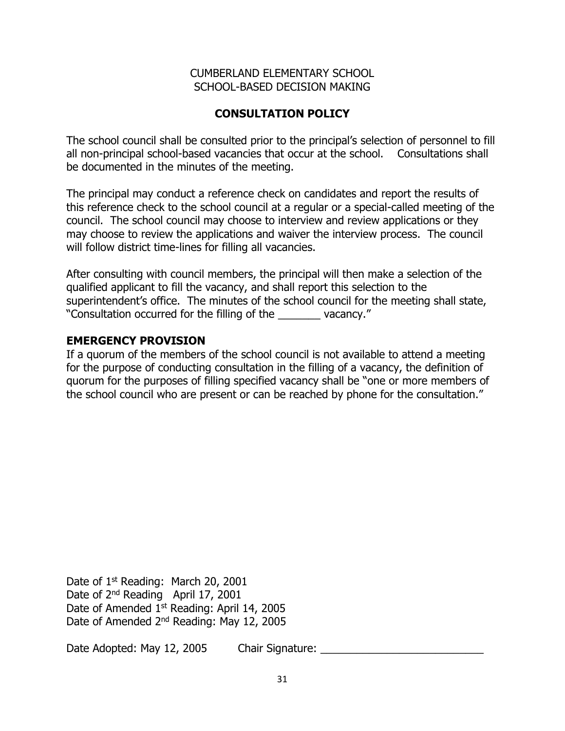CUMBERLAND ELEMENTARY SCHOOL
SCHOOL-BASED DECISION MAKING

## CONSULTATION POLICY

The school council shall be consulted prior to the principal's selection of personnel to fill all non-principal school-based vacancies that occur at the school. Consultations shall be documented in the minutes of the meeting.

The principal may conduct a reference check on candidates and report the results of this reference check to the school council at a regular or a special-called meeting of the council. The school council may choose to interview and review applications or they may choose to review the applications and waiver the interview process. The council will follow district time-lines for filling all vacancies.

After consulting with council members, the principal will then make a selection of the qualified applicant to fill the vacancy, and shall report this selection to the superintendent's office. The minutes of the school council for the meeting shall state, "Consultation occurred for the filling of the _______ vacancy."

### EMERGENCY PROVISION

If a quorum of the members of the school council is not available to attend a meeting for the purpose of conducting consultation in the filling of a vacancy, the definition of quorum for the purposes of filling specified vacancy shall be "one or more members of the school council who are present or can be reached by phone for the consultation."

Date of 1st Reading: March 20, 2001
Date of 2nd Reading April 17, 2001
Date of Amended 1st Reading: April 14, 2005
Date of Amended 2nd Reading: May 12, 2005

Date Adopted: May 12, 2005 Chair Signature: ___________________________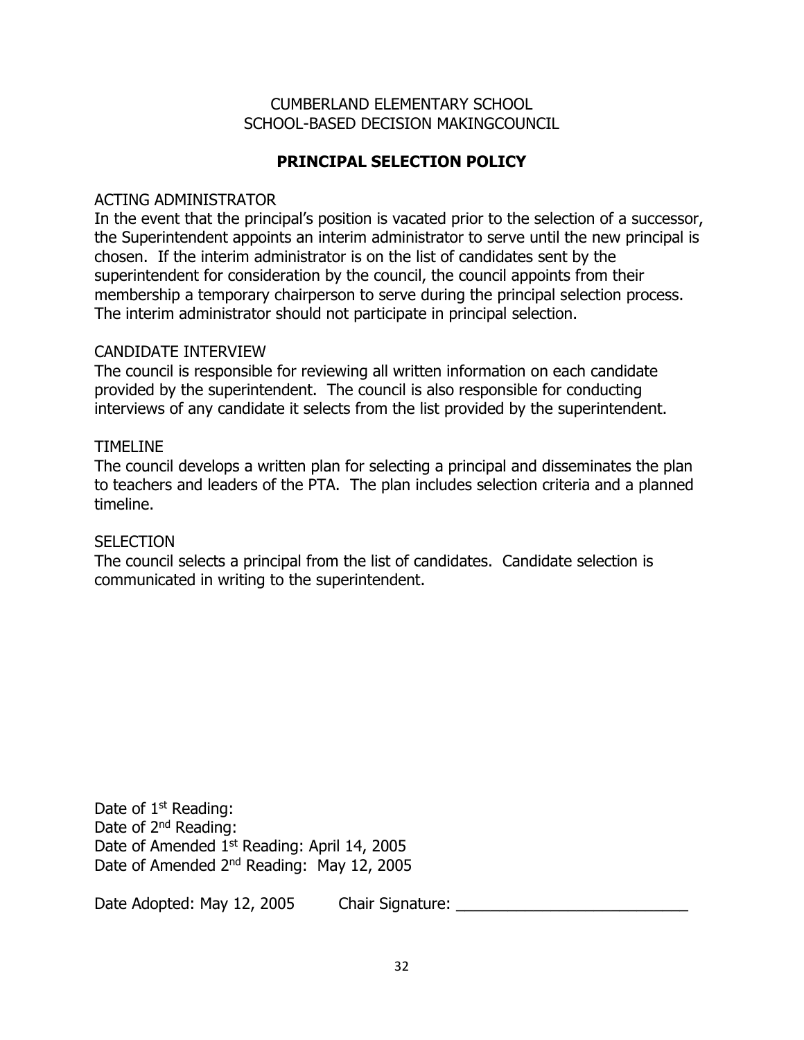CUMBERLAND ELEMENTARY SCHOOL
SCHOOL-BASED DECISION MAKINGCOUNCIL

# PRINCIPAL SELECTION POLICY

ACTING ADMINISTRATOR

In the event that the principal's position is vacated prior to the selection of a successor, the Superintendent appoints an interim administrator to serve until the new principal is chosen. If the interim administrator is on the list of candidates sent by the superintendent for consideration by the council, the council appoints from their membership a temporary chairperson to serve during the principal selection process. The interim administrator should not participate in principal selection.

CANDIDATE INTERVIEW

The council is responsible for reviewing all written information on each candidate provided by the superintendent. The council is also responsible for conducting interviews of any candidate it selects from the list provided by the superintendent.

TIMELINE

The council develops a written plan for selecting a principal and disseminates the plan to teachers and leaders of the PTA. The plan includes selection criteria and a planned timeline.

SELECTION

The council selects a principal from the list of candidates. Candidate selection is communicated in writing to the superintendent.

Date of 1st Reading:
Date of 2nd Reading:
Date of Amended 1st Reading: April 14, 2005
Date of Amended 2nd Reading: May 12, 2005

Date Adopted: May 12, 2005 Chair Signature: ___________________________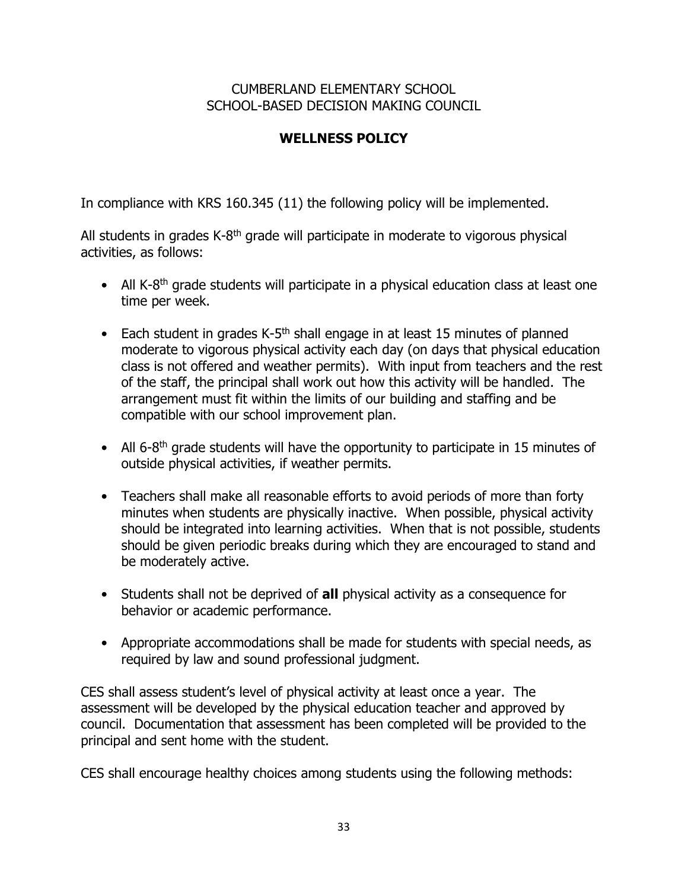CUMBERLAND ELEMENTARY SCHOOL
SCHOOL-BASED DECISION MAKING COUNCIL

# WELLNESS POLICY

In compliance with KRS 160.345 (11) the following policy will be implemented.

All students in grades K-8th grade will participate in moderate to vigorous physical activities, as follows:

- All K-8th grade students will participate in a physical education class at least one time per week.
- Each student in grades K-5th shall engage in at least 15 minutes of planned moderate to vigorous physical activity each day (on days that physical education class is not offered and weather permits). With input from teachers and the rest of the staff, the principal shall work out how this activity will be handled. The arrangement must fit within the limits of our building and staffing and be compatible with our school improvement plan.
- All 6-8th grade students will have the opportunity to participate in 15 minutes of outside physical activities, if weather permits.
- Teachers shall make all reasonable efforts to avoid periods of more than forty minutes when students are physically inactive. When possible, physical activity should be integrated into learning activities. When that is not possible, students should be given periodic breaks during which they are encouraged to stand and be moderately active.
- Students shall not be deprived of **all** physical activity as a consequence for behavior or academic performance.
- Appropriate accommodations shall be made for students with special needs, as required by law and sound professional judgment.

CES shall assess student's level of physical activity at least once a year. The assessment will be developed by the physical education teacher and approved by council. Documentation that assessment has been completed will be provided to the principal and sent home with the student.

CES shall encourage healthy choices among students using the following methods: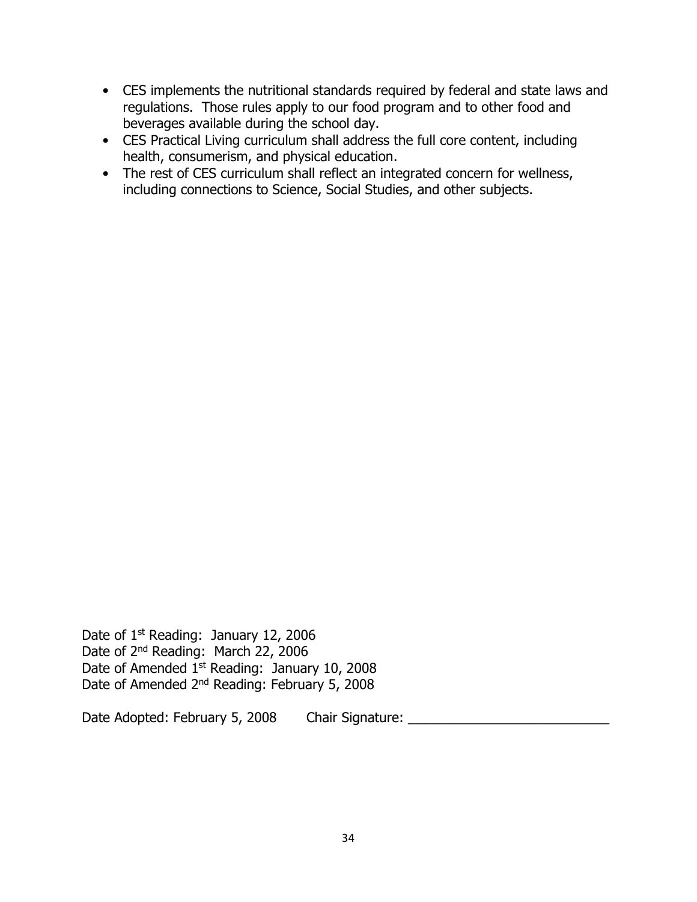- CES implements the nutritional standards required by federal and state laws and regulations. Those rules apply to our food program and to other food and beverages available during the school day.
- CES Practical Living curriculum shall address the full core content, including health, consumerism, and physical education.
- The rest of CES curriculum shall reflect an integrated concern for wellness, including connections to Science, Social Studies, and other subjects.

Date of 1st Reading: January 12, 2006
Date of 2nd Reading: March 22, 2006
Date of Amended 1st Reading: January 10, 2008
Date of Amended 2nd Reading: February 5, 2008

Date Adopted: February 5, 2008 Chair Signature: ___________________________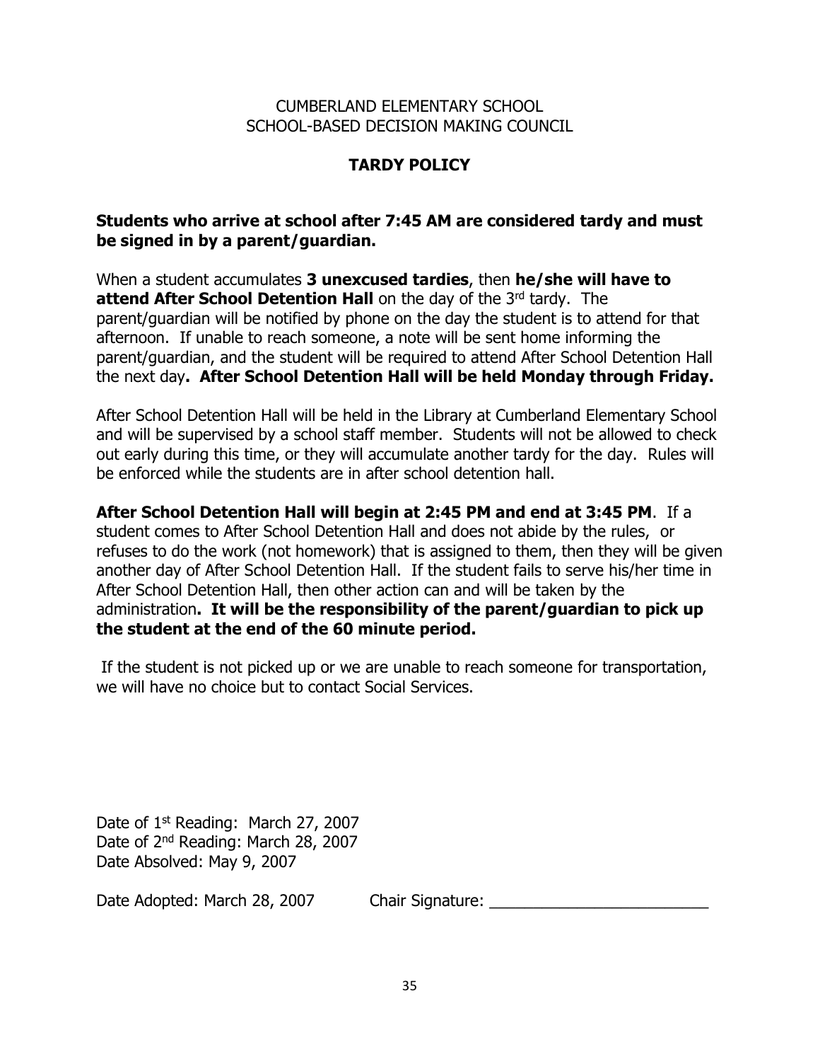CUMBERLAND ELEMENTARY SCHOOL
SCHOOL-BASED DECISION MAKING COUNCIL

## TARDY POLICY

**Students who arrive at school after 7:45 AM are considered tardy and must be signed in by a parent/guardian.**

When a student accumulates **3 unexcused tardies**, then **he/she will have to attend After School Detention Hall** on the day of the 3rd tardy. The parent/guardian will be notified by phone on the day the student is to attend for that afternoon. If unable to reach someone, a note will be sent home informing the parent/guardian, and the student will be required to attend After School Detention Hall the next day**. After School Detention Hall will be held Monday through Friday.**

After School Detention Hall will be held in the Library at Cumberland Elementary School and will be supervised by a school staff member. Students will not be allowed to check out early during this time, or they will accumulate another tardy for the day. Rules will be enforced while the students are in after school detention hall.

**After School Detention Hall will begin at 2:45 PM and end at 3:45 PM**. If a student comes to After School Detention Hall and does not abide by the rules, or refuses to do the work (not homework) that is assigned to them, then they will be given another day of After School Detention Hall. If the student fails to serve his/her time in After School Detention Hall, then other action can and will be taken by the administration**. It will be the responsibility of the parent/guardian to pick up the student at the end of the 60 minute period.**

If the student is not picked up or we are unable to reach someone for transportation, we will have no choice but to contact Social Services.

Date of 1st Reading: March 27, 2007
Date of 2nd Reading: March 28, 2007
Date Absolved: May 9, 2007

Date Adopted: March 28, 2007 Chair Signature: ________________________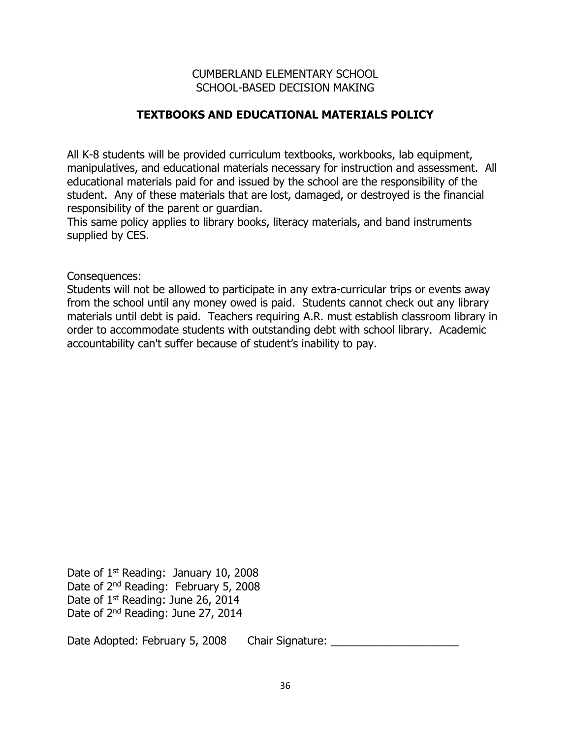CUMBERLAND ELEMENTARY SCHOOL
SCHOOL-BASED DECISION MAKING

## TEXTBOOKS AND EDUCATIONAL MATERIALS POLICY

All K-8 students will be provided curriculum textbooks, workbooks, lab equipment, manipulatives, and educational materials necessary for instruction and assessment. All educational materials paid for and issued by the school are the responsibility of the student. Any of these materials that are lost, damaged, or destroyed is the financial responsibility of the parent or guardian.
This same policy applies to library books, literacy materials, and band instruments supplied by CES.

Consequences:
Students will not be allowed to participate in any extra-curricular trips or events away from the school until any money owed is paid. Students cannot check out any library materials until debt is paid. Teachers requiring A.R. must establish classroom library in order to accommodate students with outstanding debt with school library. Academic accountability can't suffer because of student's inability to pay.

Date of 1st Reading: January 10, 2008
Date of 2nd Reading: February 5, 2008
Date of 1st Reading: June 26, 2014
Date of 2nd Reading: June 27, 2014

Date Adopted: February 5, 2008 Chair Signature: ____________________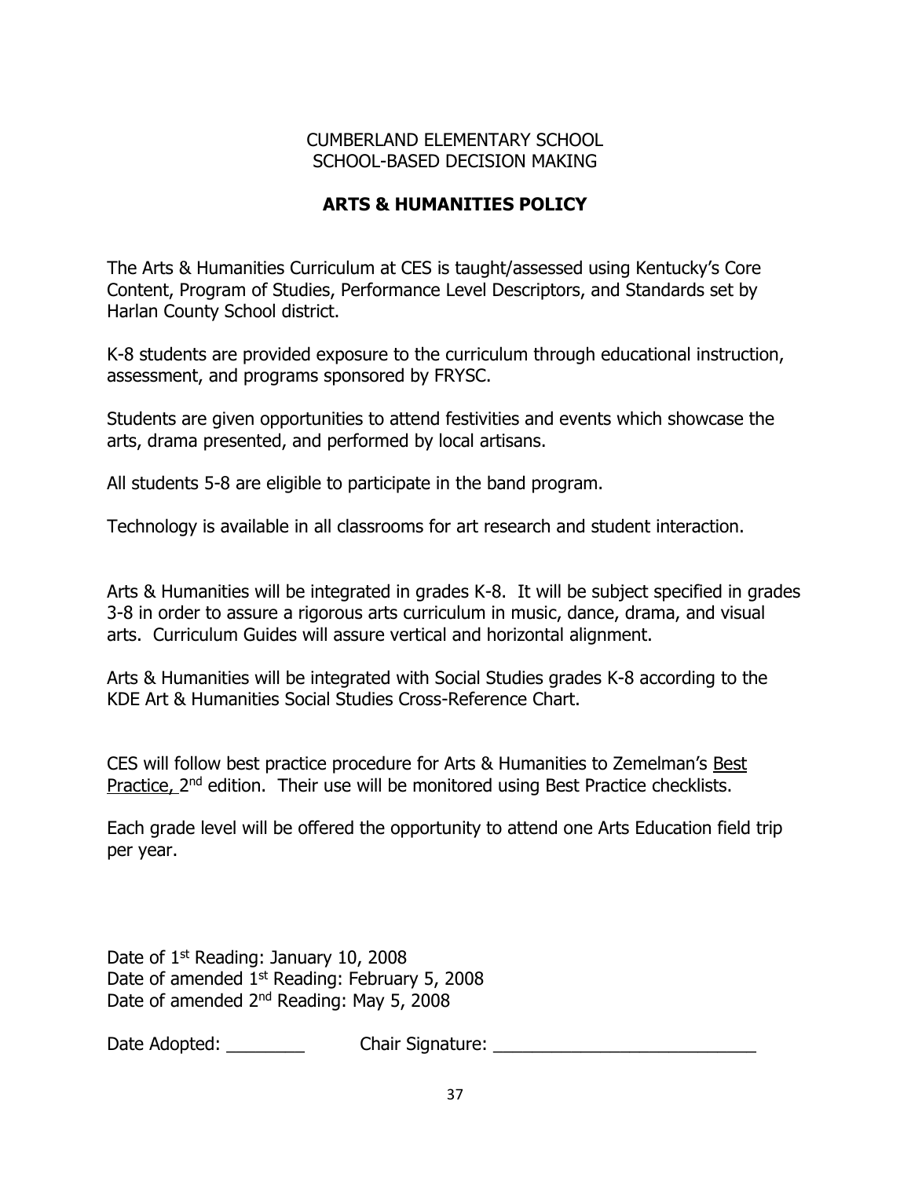CUMBERLAND ELEMENTARY SCHOOL
SCHOOL-BASED DECISION MAKING

# ARTS & HUMANITIES POLICY

The Arts & Humanities Curriculum at CES is taught/assessed using Kentucky's Core Content, Program of Studies, Performance Level Descriptors, and Standards set by Harlan County School district.

K-8 students are provided exposure to the curriculum through educational instruction, assessment, and programs sponsored by FRYSC.

Students are given opportunities to attend festivities and events which showcase the arts, drama presented, and performed by local artisans.

All students 5-8 are eligible to participate in the band program.

Technology is available in all classrooms for art research and student interaction.

Arts & Humanities will be integrated in grades K-8. It will be subject specified in grades 3-8 in order to assure a rigorous arts curriculum in music, dance, drama, and visual arts. Curriculum Guides will assure vertical and horizontal alignment.

Arts & Humanities will be integrated with Social Studies grades K-8 according to the KDE Art & Humanities Social Studies Cross-Reference Chart.

CES will follow best practice procedure for Arts & Humanities to Zemelman's Best Practice, 2nd edition. Their use will be monitored using Best Practice checklists.

Each grade level will be offered the opportunity to attend one Arts Education field trip per year.

Date of 1st Reading: January 10, 2008
Date of amended 1st Reading: February 5, 2008
Date of amended 2nd Reading: May 5, 2008

Date Adopted: ________ Chair Signature: ___________________________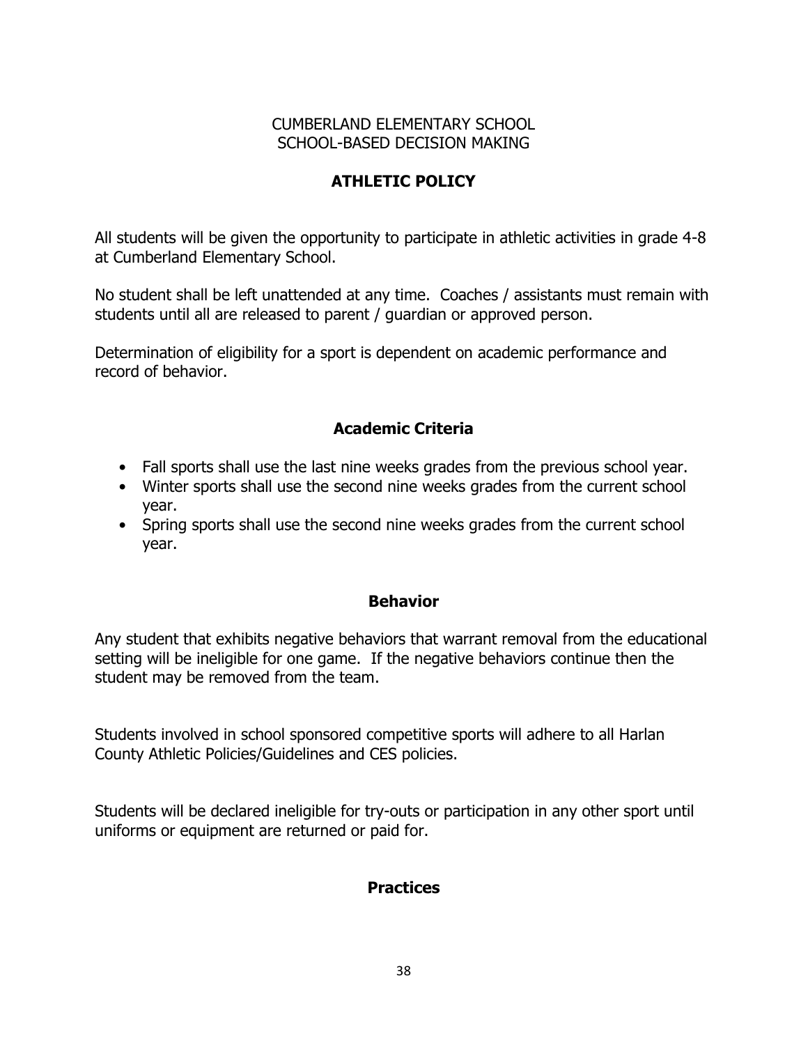CUMBERLAND ELEMENTARY SCHOOL
SCHOOL-BASED DECISION MAKING

# ATHLETIC POLICY

All students will be given the opportunity to participate in athletic activities in grade 4-8 at Cumberland Elementary School.

No student shall be left unattended at any time. Coaches / assistants must remain with students until all are released to parent / guardian or approved person.

Determination of eligibility for a sport is dependent on academic performance and record of behavior.

## Academic Criteria

- Fall sports shall use the last nine weeks grades from the previous school year.
- Winter sports shall use the second nine weeks grades from the current school year.
- Spring sports shall use the second nine weeks grades from the current school year.

## Behavior

Any student that exhibits negative behaviors that warrant removal from the educational setting will be ineligible for one game. If the negative behaviors continue then the student may be removed from the team.

Students involved in school sponsored competitive sports will adhere to all Harlan County Athletic Policies/Guidelines and CES policies.

Students will be declared ineligible for try-outs or participation in any other sport until uniforms or equipment are returned or paid for.

## Practices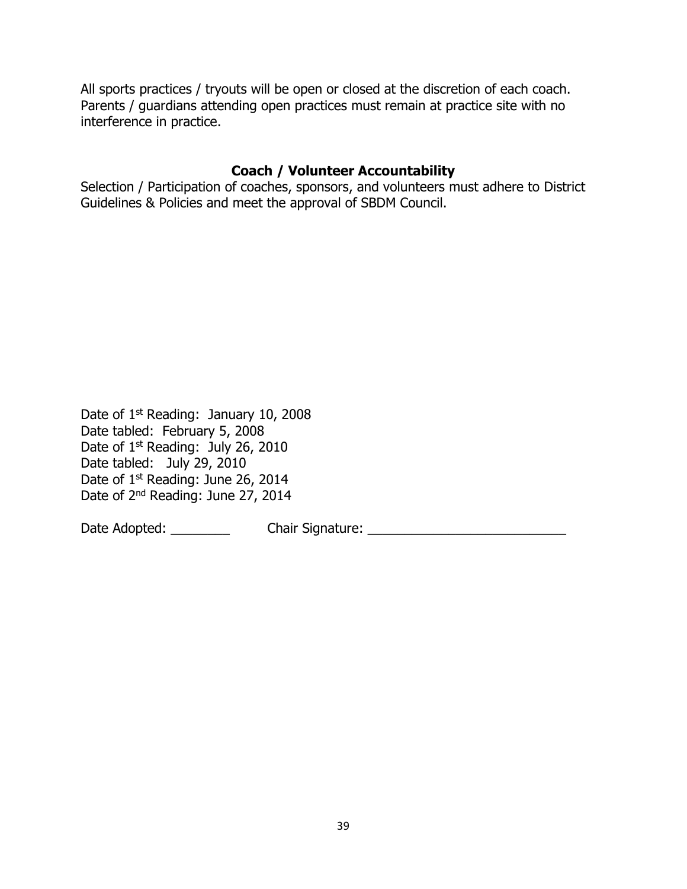All sports practices / tryouts will be open or closed at the discretion of each coach. Parents / guardians attending open practices must remain at practice site with no interference in practice.

## Coach / Volunteer Accountability

Selection / Participation of coaches, sponsors, and volunteers must adhere to District Guidelines & Policies and meet the approval of SBDM Council.

Date of 1st Reading: January 10, 2008
Date tabled: February 5, 2008
Date of 1st Reading: July 26, 2010
Date tabled: July 29, 2010
Date of 1st Reading: June 26, 2014
Date of 2nd Reading: June 27, 2014

Date Adopted: ________ Chair Signature: ___________________________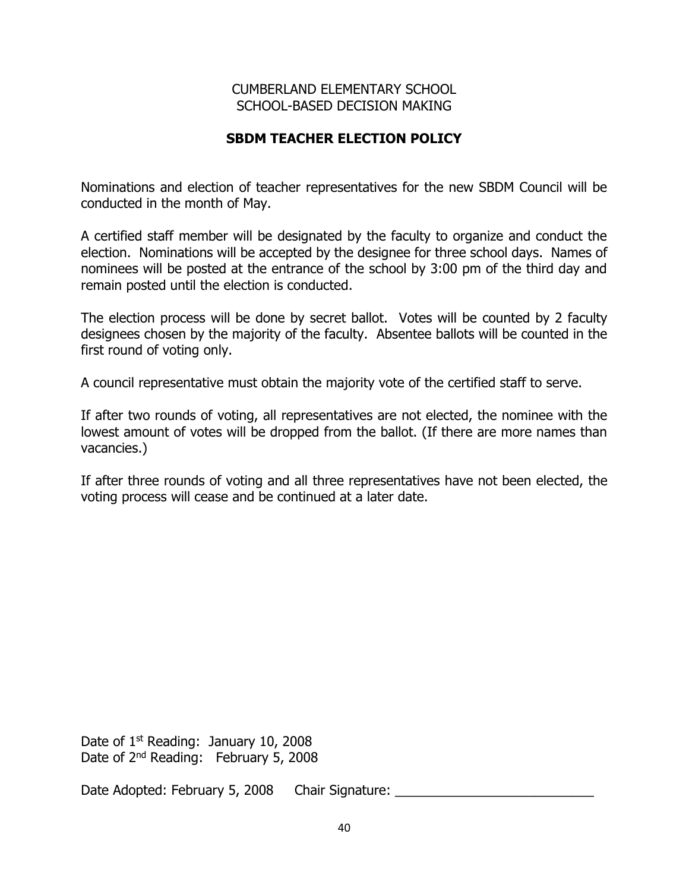CUMBERLAND ELEMENTARY SCHOOL
SCHOOL-BASED DECISION MAKING

# SBDM TEACHER ELECTION POLICY

Nominations and election of teacher representatives for the new SBDM Council will be conducted in the month of May.

A certified staff member will be designated by the faculty to organize and conduct the election. Nominations will be accepted by the designee for three school days. Names of nominees will be posted at the entrance of the school by 3:00 pm of the third day and remain posted until the election is conducted.

The election process will be done by secret ballot. Votes will be counted by 2 faculty designees chosen by the majority of the faculty. Absentee ballots will be counted in the first round of voting only.

A council representative must obtain the majority vote of the certified staff to serve.

If after two rounds of voting, all representatives are not elected, the nominee with the lowest amount of votes will be dropped from the ballot. (If there are more names than vacancies.)

If after three rounds of voting and all three representatives have not been elected, the voting process will cease and be continued at a later date.

Date of 1st Reading: January 10, 2008
Date of 2nd Reading: February 5, 2008

Date Adopted: February 5, 2008 Chair Signature: ___________________________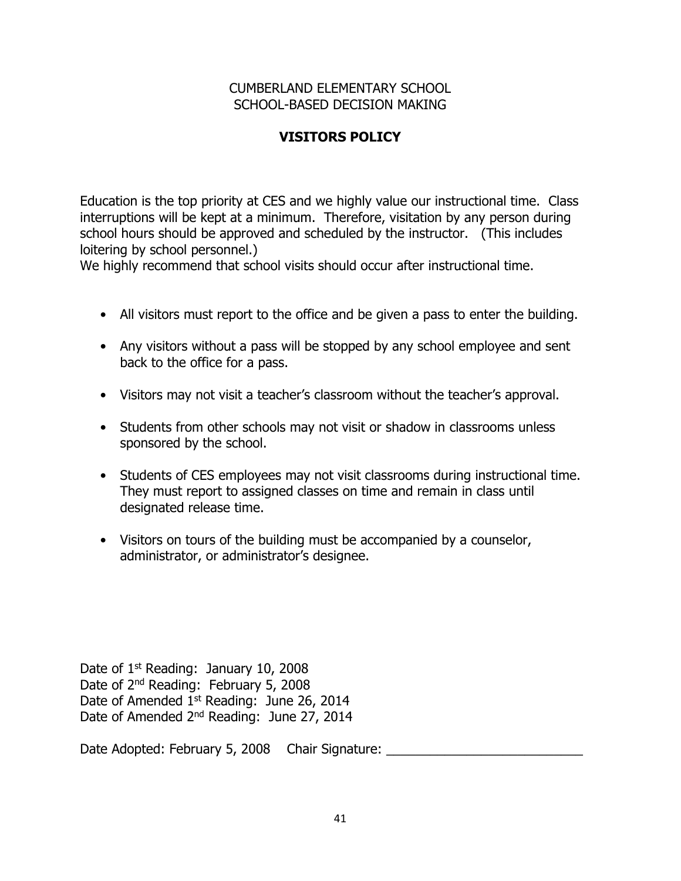CUMBERLAND ELEMENTARY SCHOOL
SCHOOL-BASED DECISION MAKING

# VISITORS POLICY

Education is the top priority at CES and we highly value our instructional time. Class interruptions will be kept at a minimum. Therefore, visitation by any person during school hours should be approved and scheduled by the instructor. (This includes loitering by school personnel.)
We highly recommend that school visits should occur after instructional time.

- All visitors must report to the office and be given a pass to enter the building.
- Any visitors without a pass will be stopped by any school employee and sent back to the office for a pass.
- Visitors may not visit a teacher's classroom without the teacher's approval.
- Students from other schools may not visit or shadow in classrooms unless sponsored by the school.
- Students of CES employees may not visit classrooms during instructional time. They must report to assigned classes on time and remain in class until designated release time.
- Visitors on tours of the building must be accompanied by a counselor, administrator, or administrator's designee.

Date of 1st Reading: January 10, 2008
Date of 2nd Reading: February 5, 2008
Date of Amended 1st Reading: June 26, 2014
Date of Amended 2nd Reading: June 27, 2014

Date Adopted: February 5, 2008 Chair Signature: ___________________________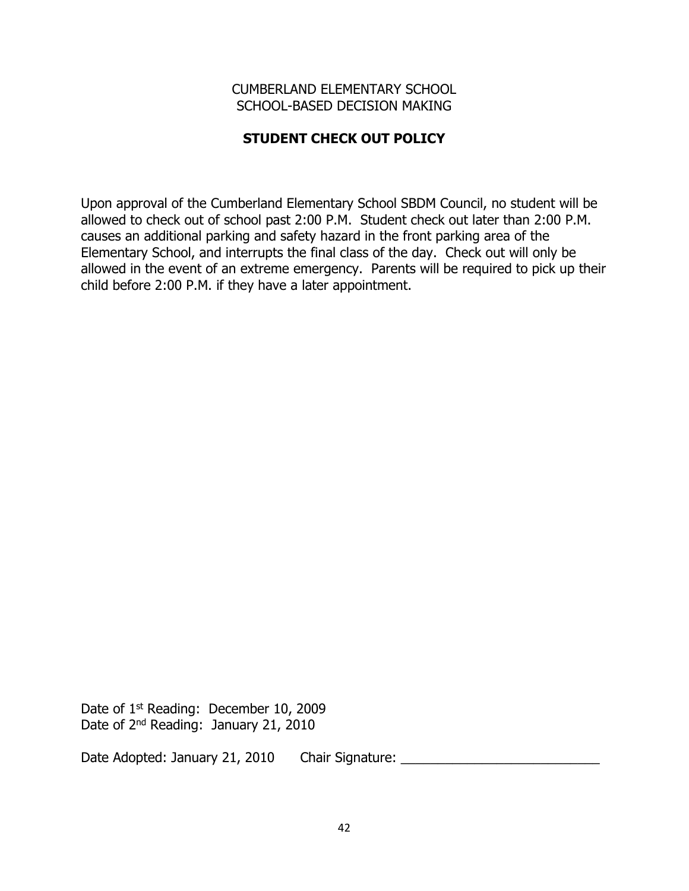CUMBERLAND ELEMENTARY SCHOOL
SCHOOL-BASED DECISION MAKING

## STUDENT CHECK OUT POLICY

Upon approval of the Cumberland Elementary School SBDM Council, no student will be allowed to check out of school past 2:00 P.M. Student check out later than 2:00 P.M. causes an additional parking and safety hazard in the front parking area of the Elementary School, and interrupts the final class of the day. Check out will only be allowed in the event of an extreme emergency. Parents will be required to pick up their child before 2:00 P.M. if they have a later appointment.

Date of 1st Reading: December 10, 2009
Date of 2nd Reading: January 21, 2010

Date Adopted: January 21, 2010     Chair Signature: ___________________________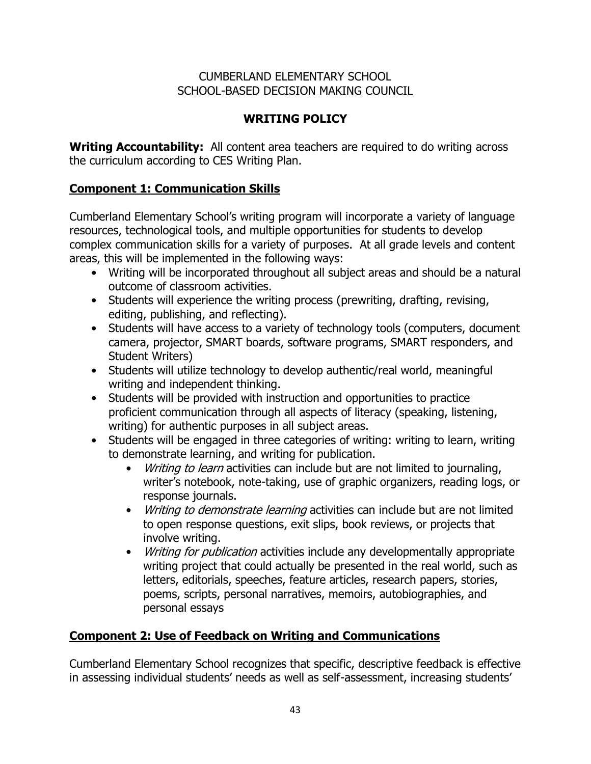CUMBERLAND ELEMENTARY SCHOOL
SCHOOL-BASED DECISION MAKING COUNCIL

# WRITING POLICY

**Writing Accountability:** All content area teachers are required to do writing across the curriculum according to CES Writing Plan.

## Component 1: Communication Skills

Cumberland Elementary School's writing program will incorporate a variety of language resources, technological tools, and multiple opportunities for students to develop complex communication skills for a variety of purposes. At all grade levels and content areas, this will be implemented in the following ways:

- Writing will be incorporated throughout all subject areas and should be a natural outcome of classroom activities.
- Students will experience the writing process (prewriting, drafting, revising, editing, publishing, and reflecting).
- Students will have access to a variety of technology tools (computers, document camera, projector, SMART boards, software programs, SMART responders, and Student Writers)
- Students will utilize technology to develop authentic/real world, meaningful writing and independent thinking.
- Students will be provided with instruction and opportunities to practice proficient communication through all aspects of literacy (speaking, listening, writing) for authentic purposes in all subject areas.
- Students will be engaged in three categories of writing: writing to learn, writing to demonstrate learning, and writing for publication.
  - *Writing to learn* activities can include but are not limited to journaling, writer's notebook, note-taking, use of graphic organizers, reading logs, or response journals.
  - *Writing to demonstrate learning* activities can include but are not limited to open response questions, exit slips, book reviews, or projects that involve writing.
  - *Writing for publication* activities include any developmentally appropriate writing project that could actually be presented in the real world, such as letters, editorials, speeches, feature articles, research papers, stories, poems, scripts, personal narratives, memoirs, autobiographies, and personal essays

## Component 2: Use of Feedback on Writing and Communications

Cumberland Elementary School recognizes that specific, descriptive feedback is effective in assessing individual students' needs as well as self-assessment, increasing students'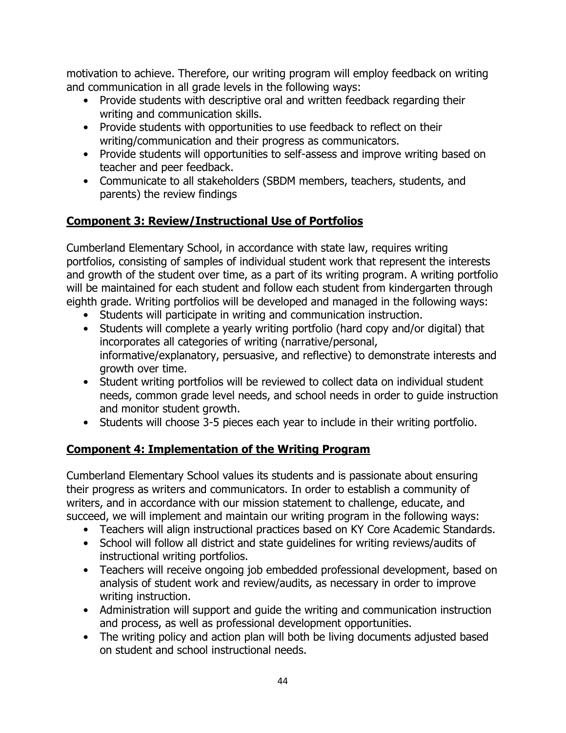motivation to achieve. Therefore, our writing program will employ feedback on writing and communication in all grade levels in the following ways:

- Provide students with descriptive oral and written feedback regarding their writing and communication skills.
- Provide students with opportunities to use feedback to reflect on their writing/communication and their progress as communicators.
- Provide students will opportunities to self-assess and improve writing based on teacher and peer feedback.
- Communicate to all stakeholders (SBDM members, teachers, students, and parents) the review findings

## **Component 3: Review/Instructional Use of Portfolios**

Cumberland Elementary School, in accordance with state law, requires writing portfolios, consisting of samples of individual student work that represent the interests and growth of the student over time, as a part of its writing program. A writing portfolio will be maintained for each student and follow each student from kindergarten through eighth grade. Writing portfolios will be developed and managed in the following ways:

- Students will participate in writing and communication instruction.
- Students will complete a yearly writing portfolio (hard copy and/or digital) that incorporates all categories of writing (narrative/personal, informative/explanatory, persuasive, and reflective) to demonstrate interests and growth over time.
- Student writing portfolios will be reviewed to collect data on individual student needs, common grade level needs, and school needs in order to guide instruction and monitor student growth.
- Students will choose 3-5 pieces each year to include in their writing portfolio.

## **Component 4: Implementation of the Writing Program**

Cumberland Elementary School values its students and is passionate about ensuring their progress as writers and communicators. In order to establish a community of writers, and in accordance with our mission statement to challenge, educate, and succeed, we will implement and maintain our writing program in the following ways:

- Teachers will align instructional practices based on KY Core Academic Standards.
- School will follow all district and state guidelines for writing reviews/audits of instructional writing portfolios.
- Teachers will receive ongoing job embedded professional development, based on analysis of student work and review/audits, as necessary in order to improve writing instruction.
- Administration will support and guide the writing and communication instruction and process, as well as professional development opportunities.
- The writing policy and action plan will both be living documents adjusted based on student and school instructional needs.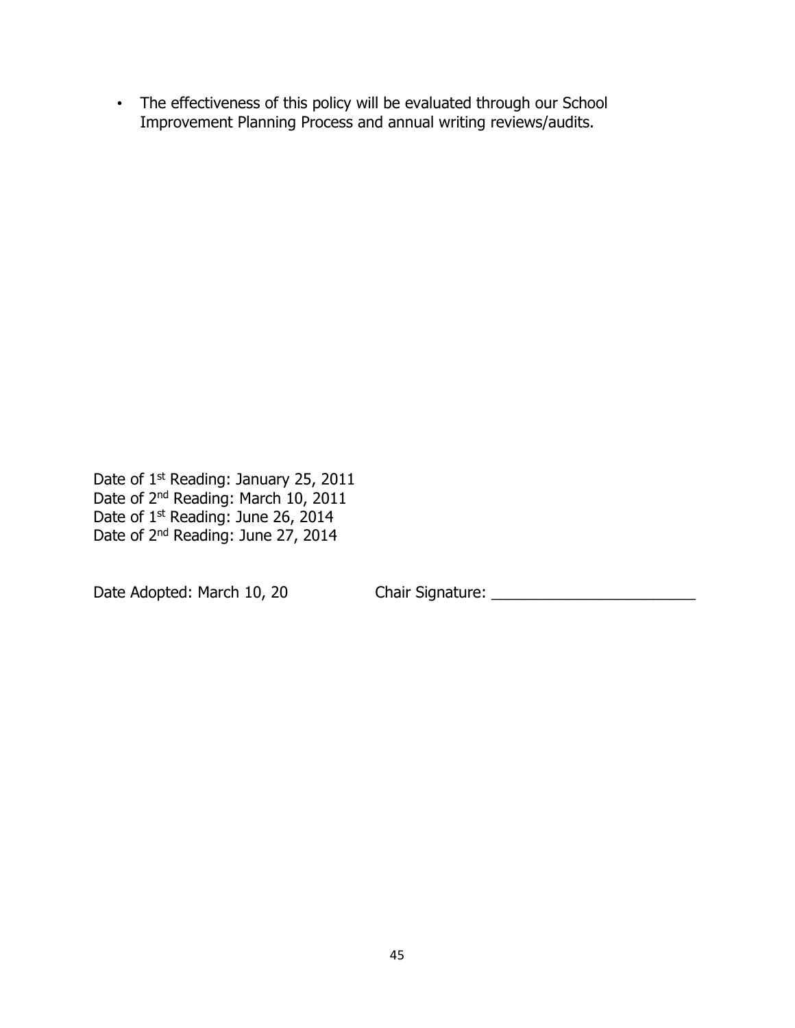- The effectiveness of this policy will be evaluated through our School Improvement Planning Process and annual writing reviews/audits.

Date of 1st Reading: January 25, 2011
Date of 2nd Reading: March 10, 2011
Date of 1st Reading: June 26, 2014
Date of 2nd Reading: June 27, 2014

Date Adopted: March 10, 20 Chair Signature: ________________________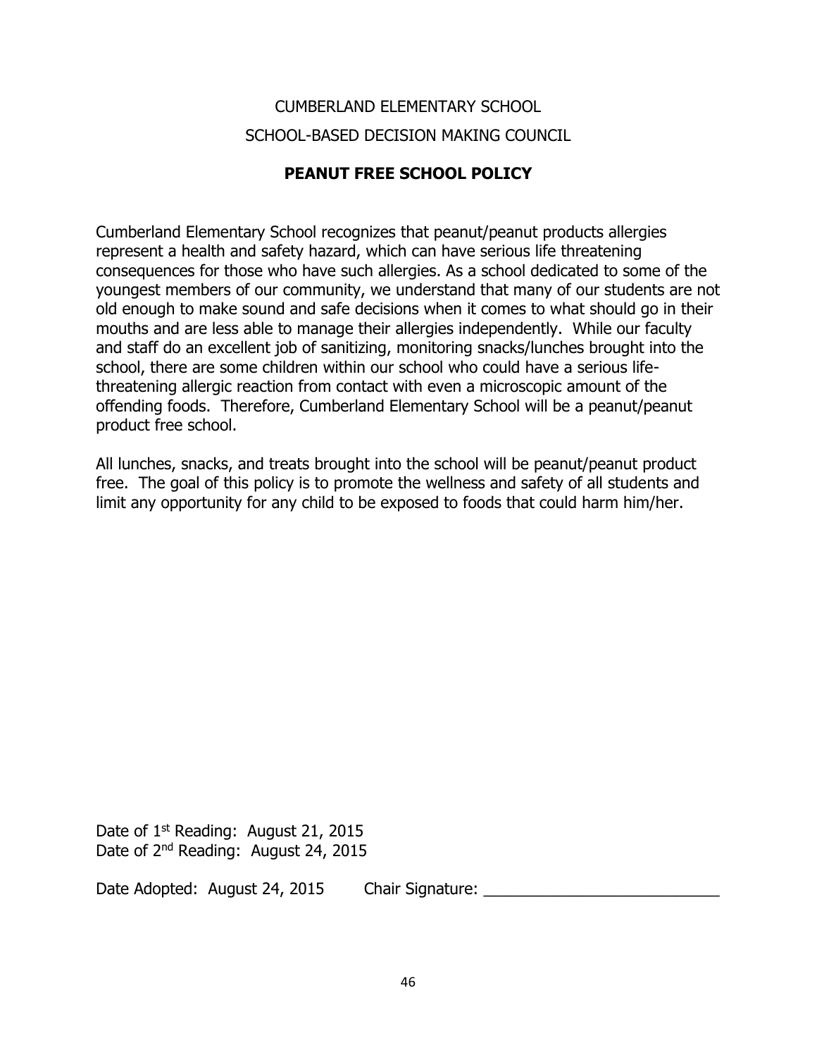CUMBERLAND ELEMENTARY SCHOOL

SCHOOL-BASED DECISION MAKING COUNCIL

## PEANUT FREE SCHOOL POLICY

Cumberland Elementary School recognizes that peanut/peanut products allergies represent a health and safety hazard, which can have serious life threatening consequences for those who have such allergies. As a school dedicated to some of the youngest members of our community, we understand that many of our students are not old enough to make sound and safe decisions when it comes to what should go in their mouths and are less able to manage their allergies independently. While our faculty and staff do an excellent job of sanitizing, monitoring snacks/lunches brought into the school, there are some children within our school who could have a serious life-threatening allergic reaction from contact with even a microscopic amount of the offending foods. Therefore, Cumberland Elementary School will be a peanut/peanut product free school.

All lunches, snacks, and treats brought into the school will be peanut/peanut product free. The goal of this policy is to promote the wellness and safety of all students and limit any opportunity for any child to be exposed to foods that could harm him/her.

Date of 1st Reading: August 21, 2015
Date of 2nd Reading: August 24, 2015

Date Adopted: August 24, 2015 Chair Signature: ___________________________